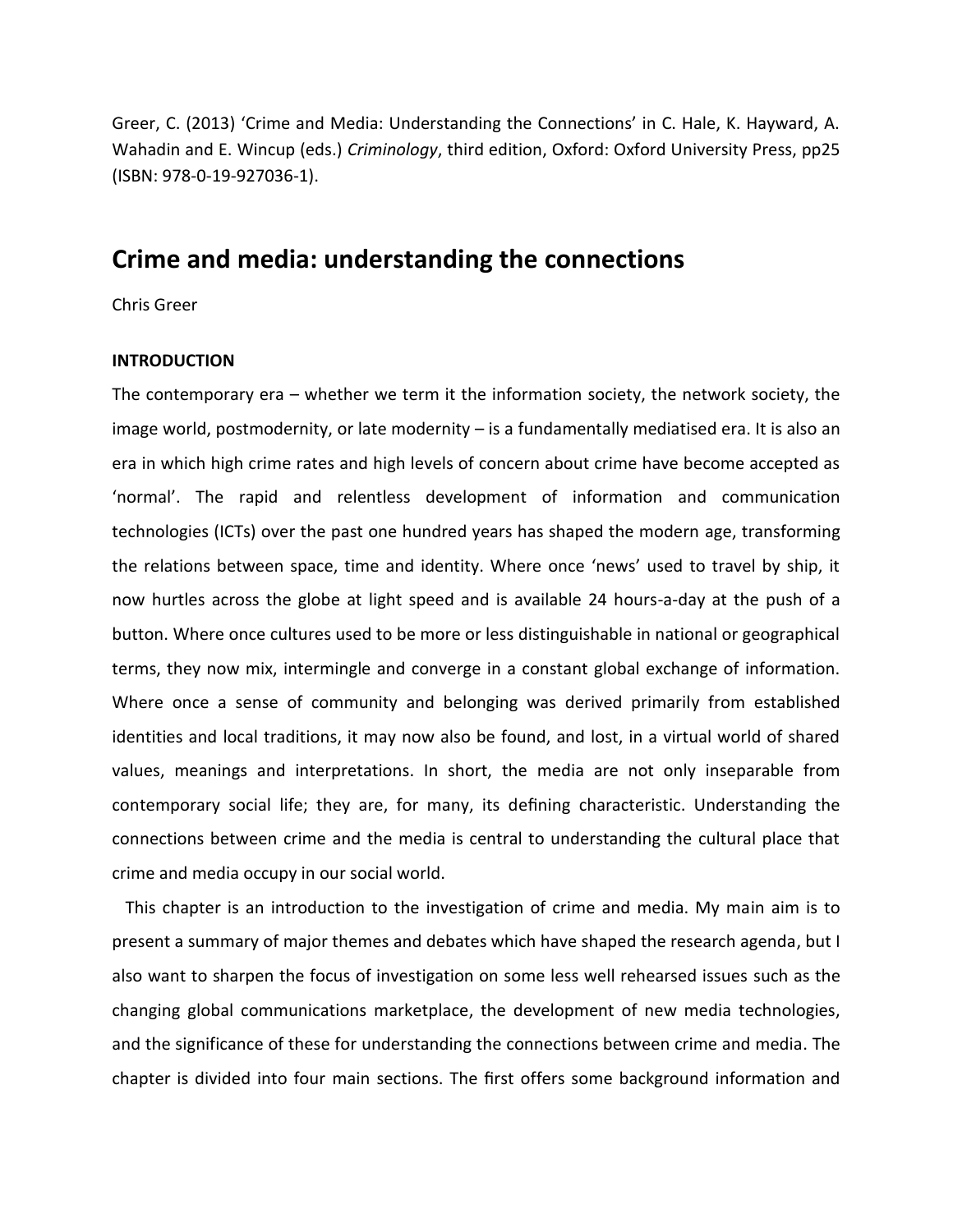Greer, C. (2013) 'Crime and Media: Understanding the Connections' in C. Hale, K. Hayward, A. Wahadin and E. Wincup (eds.) *Criminology*, third edition, Oxford: Oxford University Press, pp25 (ISBN: 978-0-19-927036-1).

# Crime and media: understanding the connections

Chris Greer

**INTRODUCTION**

The contemporary era – whether we term it the information society, the network society, the image world, postmodernity, or late modernity – is a fundamentally mediatised era. It is also an era in which high crime rates and high levels of concern about crime have become accepted as 'normal'. The rapid and relentless development of information and communication technologies (ICTs) over the past one hundred years has shaped the modern age, transforming the relations between space, time and identity. Where once 'news' used to travel by ship, it now hurtles across the globe at light speed and is available 24 hours-a-day at the push of a button. Where once cultures used to be more or less distinguishable in national or geographical terms, they now mix, intermingle and converge in a constant global exchange of information. Where once a sense of community and belonging was derived primarily from established identities and local traditions, it may now also be found, and lost, in a virtual world of shared values, meanings and interpretations. In short, the media are not only inseparable from contemporary social life; they are, for many, its defining characteristic. Understanding the connections between crime and the media is central to understanding the cultural place that crime and media occupy in our social world.

This chapter is an introduction to the investigation of crime and media. My main aim is to present a summary of major themes and debates which have shaped the research agenda, but I also want to sharpen the focus of investigation on some less well rehearsed issues such as the changing global communications marketplace, the development of new media technologies, and the significance of these for understanding the connections between crime and media. The chapter is divided into four main sections. The first offers some background information and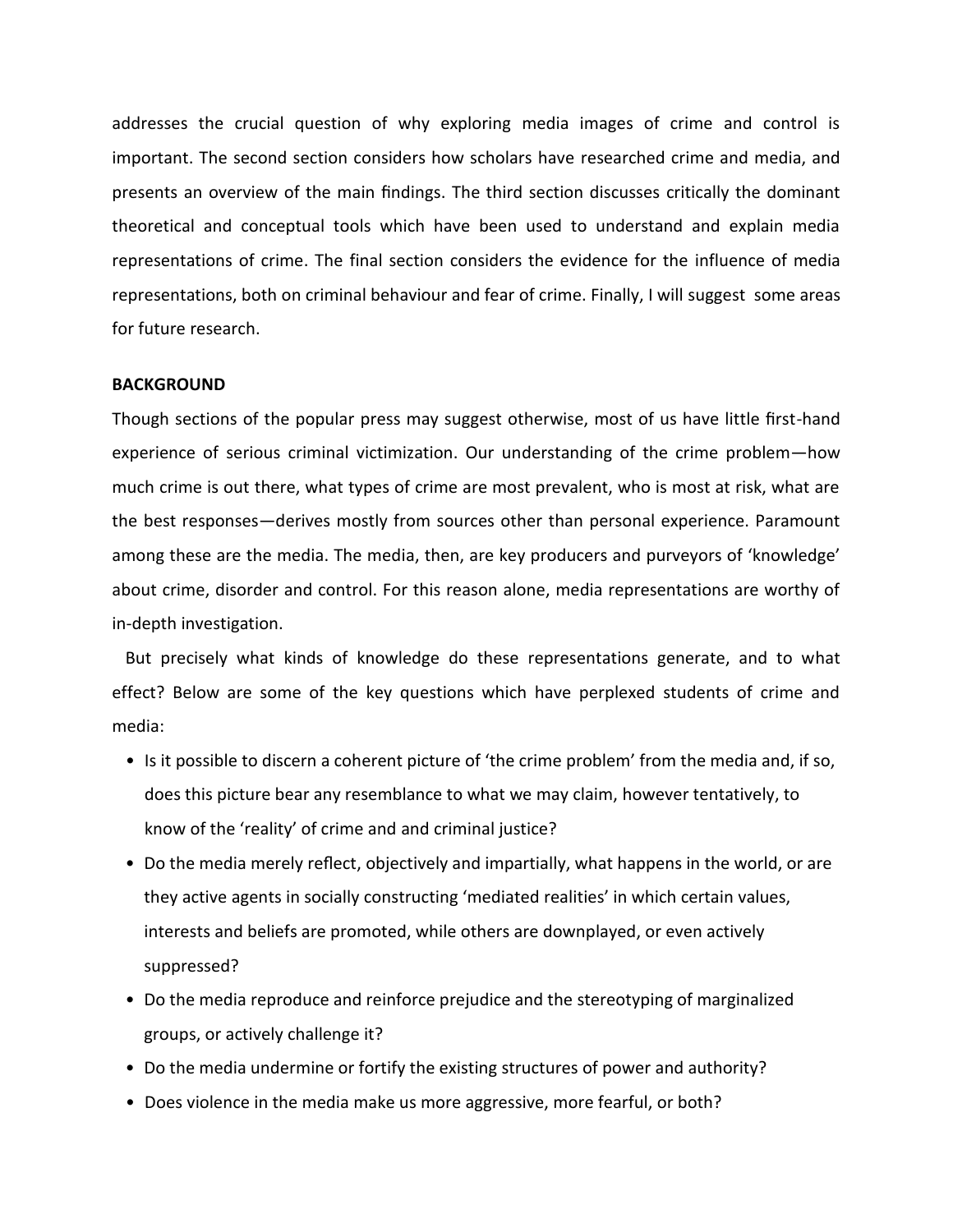addresses the crucial question of why exploring media images of crime and control is important. The second section considers how scholars have researched crime and media, and presents an overview of the main findings. The third section discusses critically the dominant theoretical and conceptual tools which have been used to understand and explain media representations of crime. The final section considers the evidence for the influence of media representations, both on criminal behaviour and fear of crime. Finally, I will suggest some areas for future research.

**BACKGROUND**

Though sections of the popular press may suggest otherwise, most of us have little first-hand experience of serious criminal victimization. Our understanding of the crime problem—how much crime is out there, what types of crime are most prevalent, who is most at risk, what are the best responses—derives mostly from sources other than personal experience. Paramount among these are the media. The media, then, are key producers and purveyors of 'knowledge' about crime, disorder and control. For this reason alone, media representations are worthy of in-depth investigation.

But precisely what kinds of knowledge do these representations generate, and to what effect? Below are some of the key questions which have perplexed students of crime and media:

- Is it possible to discern a coherent picture of 'the crime problem' from the media and, if so, does this picture bear any resemblance to what we may claim, however tentatively, to know of the 'reality' of crime and and criminal justice?
- Do the media merely reflect, objectively and impartially, what happens in the world, or are they active agents in socially constructing 'mediated realities' in which certain values, interests and beliefs are promoted, while others are downplayed, or even actively suppressed?
- Do the media reproduce and reinforce prejudice and the stereotyping of marginalized groups, or actively challenge it?
- Do the media undermine or fortify the existing structures of power and authority?
- Does violence in the media make us more aggressive, more fearful, or both?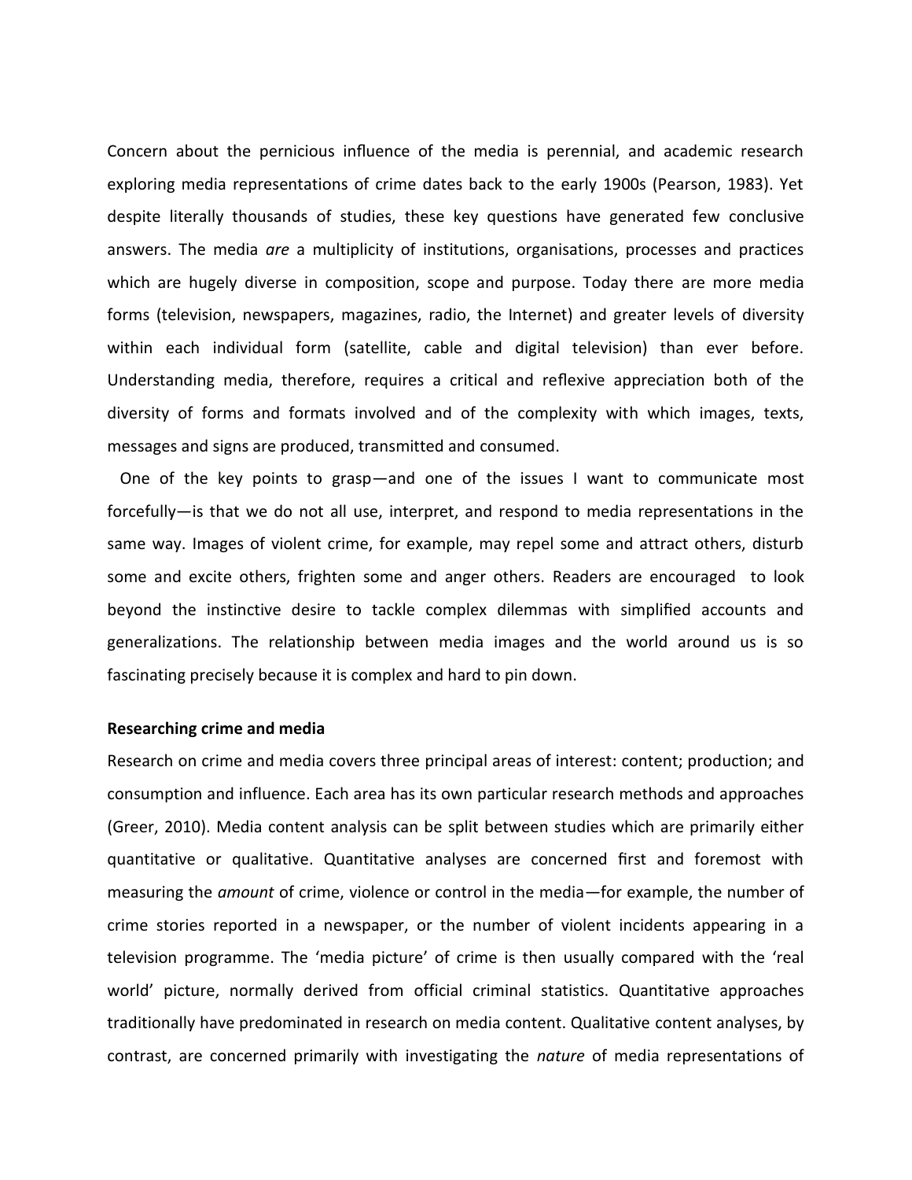Concern about the pernicious influence of the media is perennial, and academic research exploring media representations of crime dates back to the early 1900s (Pearson, 1983). Yet despite literally thousands of studies, these key questions have generated few conclusive answers. The media *are* a multiplicity of institutions, organisations, processes and practices which are hugely diverse in composition, scope and purpose. Today there are more media forms (television, newspapers, magazines, radio, the Internet) and greater levels of diversity within each individual form (satellite, cable and digital television) than ever before. Understanding media, therefore, requires a critical and reflexive appreciation both of the diversity of forms and formats involved and of the complexity with which images, texts, messages and signs are produced, transmitted and consumed.

One of the key points to grasp—and one of the issues I want to communicate most forcefully—is that we do not all use, interpret, and respond to media representations in the same way. Images of violent crime, for example, may repel some and attract others, disturb some and excite others, frighten some and anger others. Readers are encouraged to look beyond the instinctive desire to tackle complex dilemmas with simplified accounts and generalizations. The relationship between media images and the world around us is so fascinating precisely because it is complex and hard to pin down.

**Researching crime and media**

Research on crime and media covers three principal areas of interest: content; production; and consumption and influence. Each area has its own particular research methods and approaches (Greer, 2010). Media content analysis can be split between studies which are primarily either quantitative or qualitative. Quantitative analyses are concerned first and foremost with measuring the *amount* of crime, violence or control in the media—for example, the number of crime stories reported in a newspaper, or the number of violent incidents appearing in a television programme. The 'media picture' of crime is then usually compared with the 'real world' picture, normally derived from official criminal statistics. Quantitative approaches traditionally have predominated in research on media content. Qualitative content analyses, by contrast, are concerned primarily with investigating the *nature* of media representations of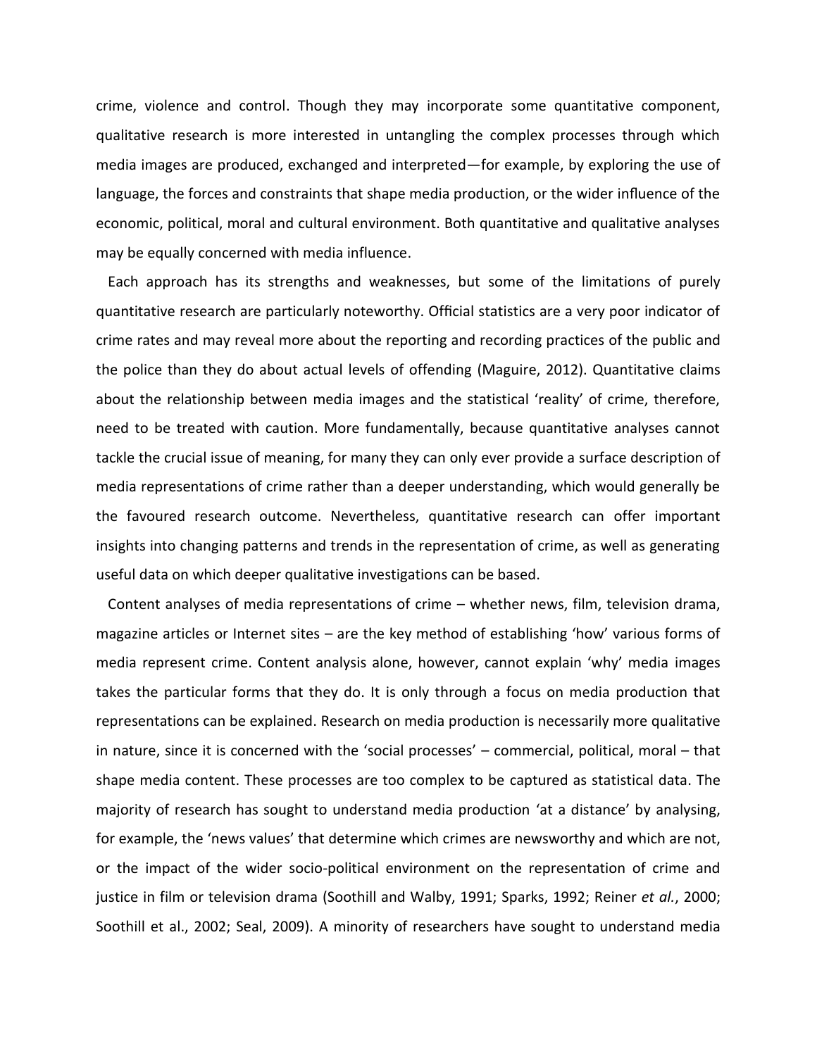crime, violence and control. Though they may incorporate some quantitative component, qualitative research is more interested in untangling the complex processes through which media images are produced, exchanged and interpreted—for example, by exploring the use of language, the forces and constraints that shape media production, or the wider influence of the economic, political, moral and cultural environment. Both quantitative and qualitative analyses may be equally concerned with media influence.

Each approach has its strengths and weaknesses, but some of the limitations of purely quantitative research are particularly noteworthy. Official statistics are a very poor indicator of crime rates and may reveal more about the reporting and recording practices of the public and the police than they do about actual levels of offending (Maguire, 2012). Quantitative claims about the relationship between media images and the statistical 'reality' of crime, therefore, need to be treated with caution. More fundamentally, because quantitative analyses cannot tackle the crucial issue of meaning, for many they can only ever provide a surface description of media representations of crime rather than a deeper understanding, which would generally be the favoured research outcome. Nevertheless, quantitative research can offer important insights into changing patterns and trends in the representation of crime, as well as generating useful data on which deeper qualitative investigations can be based.

Content analyses of media representations of crime – whether news, film, television drama, magazine articles or Internet sites – are the key method of establishing 'how' various forms of media represent crime. Content analysis alone, however, cannot explain 'why' media images takes the particular forms that they do. It is only through a focus on media production that representations can be explained. Research on media production is necessarily more qualitative in nature, since it is concerned with the 'social processes' – commercial, political, moral – that shape media content. These processes are too complex to be captured as statistical data. The majority of research has sought to understand media production 'at a distance' by analysing, for example, the 'news values' that determine which crimes are newsworthy and which are not, or the impact of the wider socio-political environment on the representation of crime and justice in film or television drama (Soothill and Walby, 1991; Sparks, 1992; Reiner *et al.*, 2000; Soothill et al., 2002; Seal, 2009). A minority of researchers have sought to understand media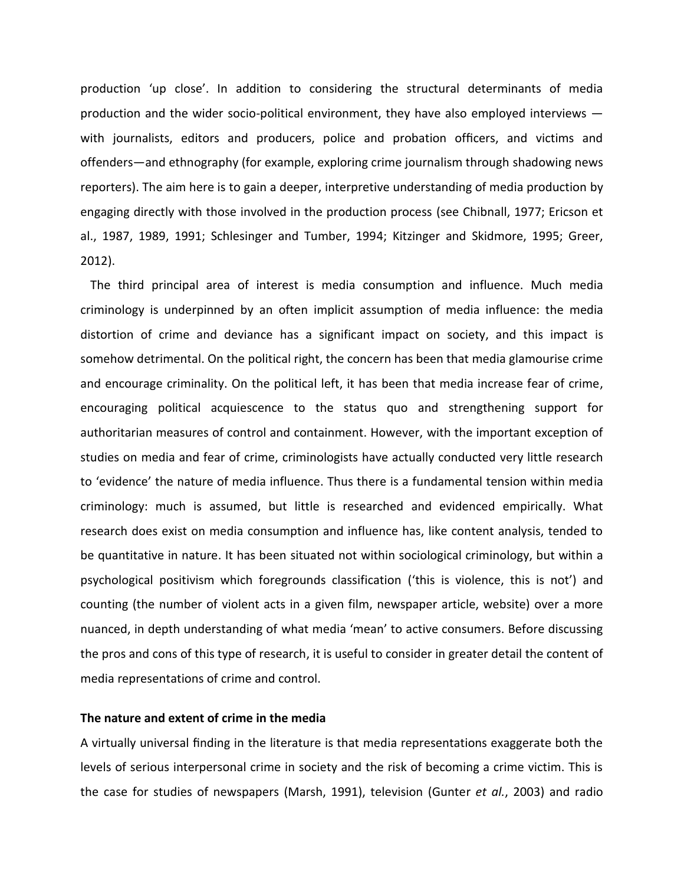production ‘up close’. In addition to considering the structural determinants of media production and the wider socio-political environment, they have also employed interviews — with journalists, editors and producers, police and probation officers, and victims and offenders—and ethnography (for example, exploring crime journalism through shadowing news reporters). The aim here is to gain a deeper, interpretive understanding of media production by engaging directly with those involved in the production process (see Chibnall, 1977; Ericson et al., 1987, 1989, 1991; Schlesinger and Tumber, 1994; Kitzinger and Skidmore, 1995; Greer, 2012).

The third principal area of interest is media consumption and influence. Much media criminology is underpinned by an often implicit assumption of media influence: the media distortion of crime and deviance has a significant impact on society, and this impact is somehow detrimental. On the political right, the concern has been that media glamourise crime and encourage criminality. On the political left, it has been that media increase fear of crime, encouraging political acquiescence to the status quo and strengthening support for authoritarian measures of control and containment. However, with the important exception of studies on media and fear of crime, criminologists have actually conducted very little research to ‘evidence’ the nature of media influence. Thus there is a fundamental tension within media criminology: much is assumed, but little is researched and evidenced empirically. What research does exist on media consumption and influence has, like content analysis, tended to be quantitative in nature. It has been situated not within sociological criminology, but within a psychological positivism which foregrounds classification (‘this is violence, this is not’) and counting (the number of violent acts in a given film, newspaper article, website) over a more nuanced, in depth understanding of what media ‘mean’ to active consumers. Before discussing the pros and cons of this type of research, it is useful to consider in greater detail the content of media representations of crime and control.

**The nature and extent of crime in the media**

A virtually universal finding in the literature is that media representations exaggerate both the levels of serious interpersonal crime in society and the risk of becoming a crime victim. This is the case for studies of newspapers (Marsh, 1991), television (Gunter *et al.*, 2003) and radio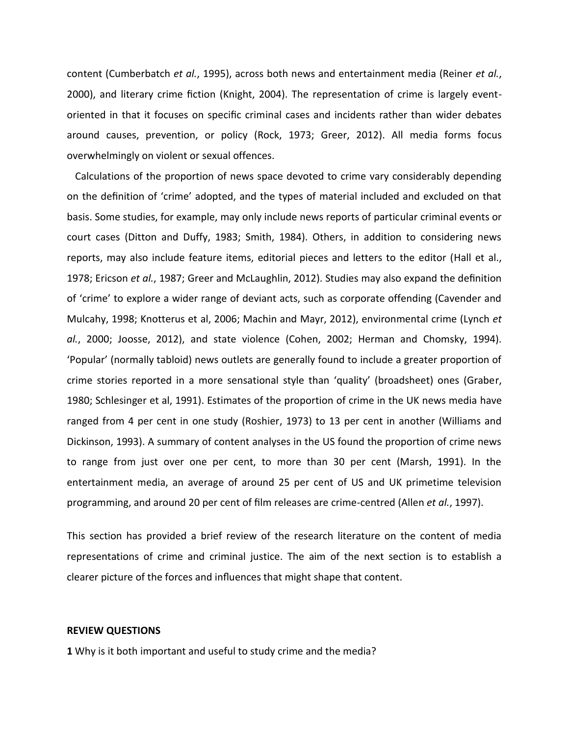content (Cumberbatch *et al.*, 1995), across both news and entertainment media (Reiner *et al.*, 2000), and literary crime fiction (Knight, 2004). The representation of crime is largely event-oriented in that it focuses on specific criminal cases and incidents rather than wider debates around causes, prevention, or policy (Rock, 1973; Greer, 2012). All media forms focus overwhelmingly on violent or sexual offences.

Calculations of the proportion of news space devoted to crime vary considerably depending on the definition of 'crime' adopted, and the types of material included and excluded on that basis. Some studies, for example, may only include news reports of particular criminal events or court cases (Ditton and Duffy, 1983; Smith, 1984). Others, in addition to considering news reports, may also include feature items, editorial pieces and letters to the editor (Hall et al., 1978; Ericson *et al.*, 1987; Greer and McLaughlin, 2012). Studies may also expand the definition of 'crime' to explore a wider range of deviant acts, such as corporate offending (Cavender and Mulcahy, 1998; Knotterus et al, 2006; Machin and Mayr, 2012), environmental crime (Lynch *et al.*, 2000; Joosse, 2012), and state violence (Cohen, 2002; Herman and Chomsky, 1994). 'Popular' (normally tabloid) news outlets are generally found to include a greater proportion of crime stories reported in a more sensational style than 'quality' (broadsheet) ones (Graber, 1980; Schlesinger et al, 1991). Estimates of the proportion of crime in the UK news media have ranged from 4 per cent in one study (Roshier, 1973) to 13 per cent in another (Williams and Dickinson, 1993). A summary of content analyses in the US found the proportion of crime news to range from just over one per cent, to more than 30 per cent (Marsh, 1991). In the entertainment media, an average of around 25 per cent of US and UK primetime television programming, and around 20 per cent of film releases are crime-centred (Allen *et al.*, 1997).

This section has provided a brief review of the research literature on the content of media representations of crime and criminal justice. The aim of the next section is to establish a clearer picture of the forces and influences that might shape that content.

**REVIEW QUESTIONS**

**1** Why is it both important and useful to study crime and the media?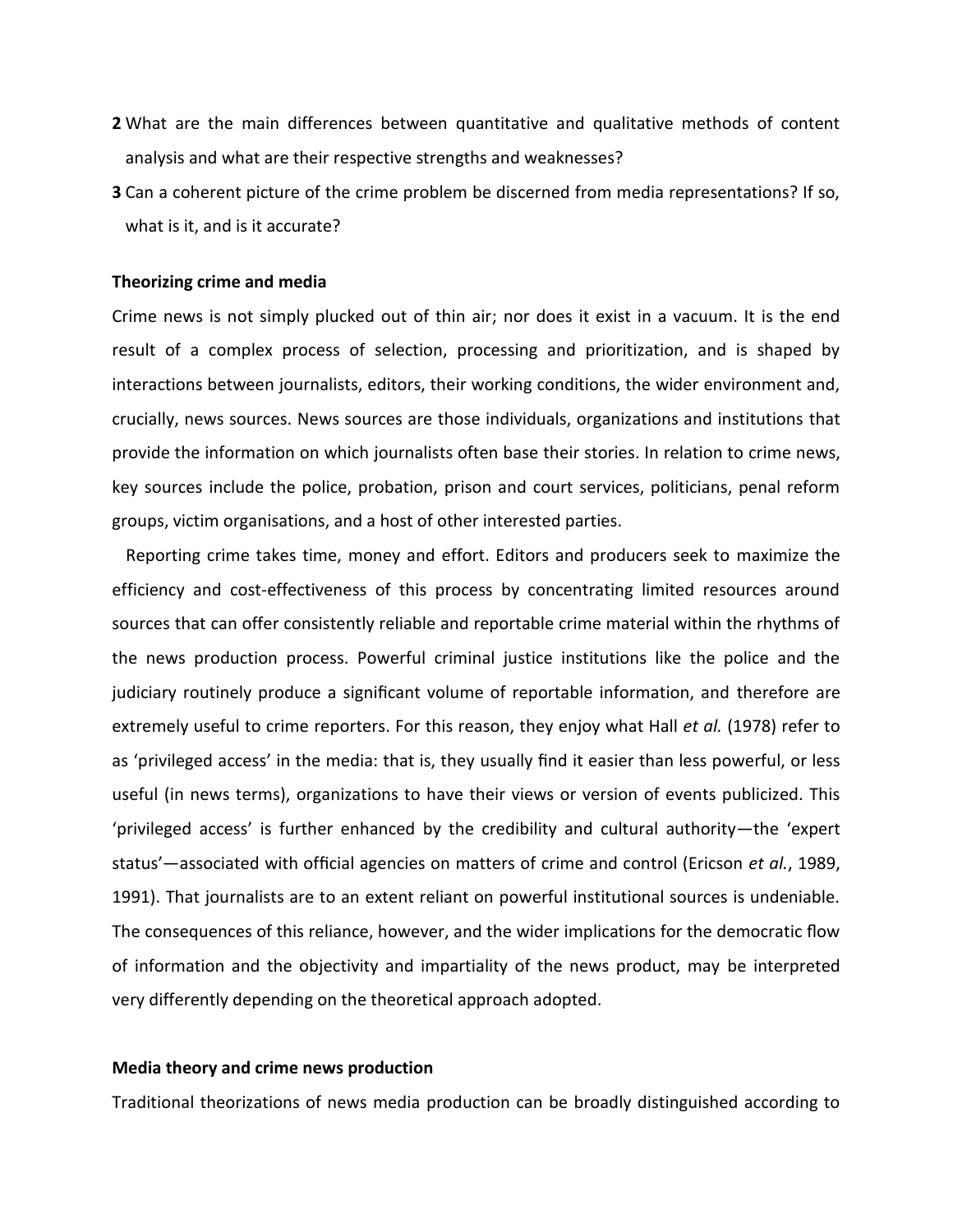**2** What are the main differences between quantitative and qualitative methods of content analysis and what are their respective strengths and weaknesses?

**3** Can a coherent picture of the crime problem be discerned from media representations? If so, what is it, and is it accurate?

### Theorizing crime and media

Crime news is not simply plucked out of thin air; nor does it exist in a vacuum. It is the end result of a complex process of selection, processing and prioritization, and is shaped by interactions between journalists, editors, their working conditions, the wider environment and, crucially, news sources. News sources are those individuals, organizations and institutions that provide the information on which journalists often base their stories. In relation to crime news, key sources include the police, probation, prison and court services, politicians, penal reform groups, victim organisations, and a host of other interested parties.

Reporting crime takes time, money and effort. Editors and producers seek to maximize the efficiency and cost-effectiveness of this process by concentrating limited resources around sources that can offer consistently reliable and reportable crime material within the rhythms of the news production process. Powerful criminal justice institutions like the police and the judiciary routinely produce a significant volume of reportable information, and therefore are extremely useful to crime reporters. For this reason, they enjoy what Hall *et al.* (1978) refer to as 'privileged access' in the media: that is, they usually find it easier than less powerful, or less useful (in news terms), organizations to have their views or version of events publicized. This 'privileged access' is further enhanced by the credibility and cultural authority—the 'expert status'—associated with official agencies on matters of crime and control (Ericson *et al.*, 1989, 1991). That journalists are to an extent reliant on powerful institutional sources is undeniable. The consequences of this reliance, however, and the wider implications for the democratic flow of information and the objectivity and impartiality of the news product, may be interpreted very differently depending on the theoretical approach adopted.

### Media theory and crime news production

Traditional theorizations of news media production can be broadly distinguished according to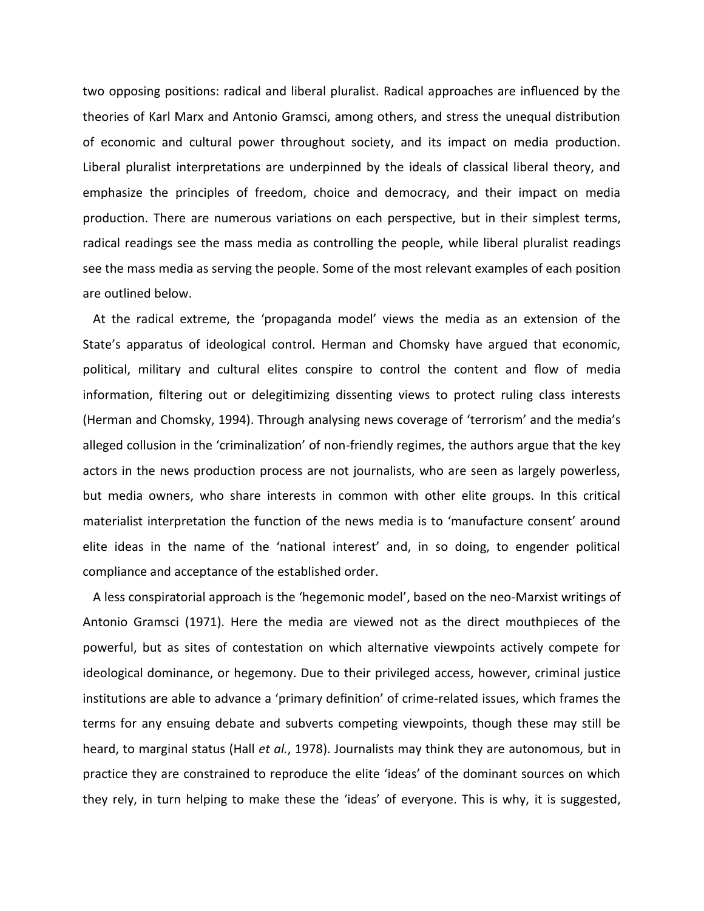two opposing positions: radical and liberal pluralist. Radical approaches are influenced by the theories of Karl Marx and Antonio Gramsci, among others, and stress the unequal distribution of economic and cultural power throughout society, and its impact on media production. Liberal pluralist interpretations are underpinned by the ideals of classical liberal theory, and emphasize the principles of freedom, choice and democracy, and their impact on media production. There are numerous variations on each perspective, but in their simplest terms, radical readings see the mass media as controlling the people, while liberal pluralist readings see the mass media as serving the people. Some of the most relevant examples of each position are outlined below.

At the radical extreme, the 'propaganda model' views the media as an extension of the State's apparatus of ideological control. Herman and Chomsky have argued that economic, political, military and cultural elites conspire to control the content and flow of media information, filtering out or delegitimizing dissenting views to protect ruling class interests (Herman and Chomsky, 1994). Through analysing news coverage of 'terrorism' and the media's alleged collusion in the 'criminalization' of non-friendly regimes, the authors argue that the key actors in the news production process are not journalists, who are seen as largely powerless, but media owners, who share interests in common with other elite groups. In this critical materialist interpretation the function of the news media is to 'manufacture consent' around elite ideas in the name of the 'national interest' and, in so doing, to engender political compliance and acceptance of the established order.

A less conspiratorial approach is the 'hegemonic model', based on the neo-Marxist writings of Antonio Gramsci (1971). Here the media are viewed not as the direct mouthpieces of the powerful, but as sites of contestation on which alternative viewpoints actively compete for ideological dominance, or hegemony. Due to their privileged access, however, criminal justice institutions are able to advance a 'primary definition' of crime-related issues, which frames the terms for any ensuing debate and subverts competing viewpoints, though these may still be heard, to marginal status (Hall *et al.*, 1978). Journalists may think they are autonomous, but in practice they are constrained to reproduce the elite 'ideas' of the dominant sources on which they rely, in turn helping to make these the 'ideas' of everyone. This is why, it is suggested,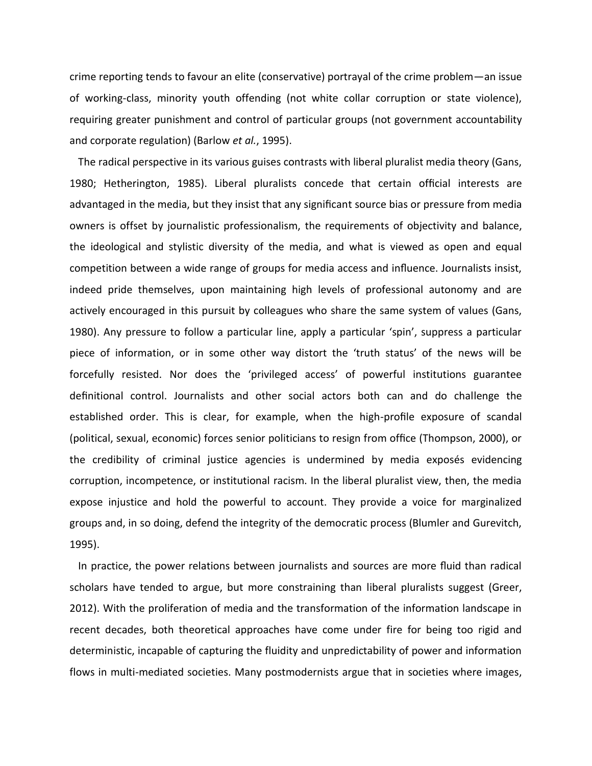crime reporting tends to favour an elite (conservative) portrayal of the crime problem—an issue of working-class, minority youth offending (not white collar corruption or state violence), requiring greater punishment and control of particular groups (not government accountability and corporate regulation) (Barlow *et al.*, 1995).

The radical perspective in its various guises contrasts with liberal pluralist media theory (Gans, 1980; Hetherington, 1985). Liberal pluralists concede that certain official interests are advantaged in the media, but they insist that any significant source bias or pressure from media owners is offset by journalistic professionalism, the requirements of objectivity and balance, the ideological and stylistic diversity of the media, and what is viewed as open and equal competition between a wide range of groups for media access and influence. Journalists insist, indeed pride themselves, upon maintaining high levels of professional autonomy and are actively encouraged in this pursuit by colleagues who share the same system of values (Gans, 1980). Any pressure to follow a particular line, apply a particular 'spin', suppress a particular piece of information, or in some other way distort the 'truth status' of the news will be forcefully resisted. Nor does the 'privileged access' of powerful institutions guarantee definitional control. Journalists and other social actors both can and do challenge the established order. This is clear, for example, when the high-profile exposure of scandal (political, sexual, economic) forces senior politicians to resign from office (Thompson, 2000), or the credibility of criminal justice agencies is undermined by media exposés evidencing corruption, incompetence, or institutional racism. In the liberal pluralist view, then, the media expose injustice and hold the powerful to account. They provide a voice for marginalized groups and, in so doing, defend the integrity of the democratic process (Blumler and Gurevitch, 1995).

In practice, the power relations between journalists and sources are more fluid than radical scholars have tended to argue, but more constraining than liberal pluralists suggest (Greer, 2012). With the proliferation of media and the transformation of the information landscape in recent decades, both theoretical approaches have come under fire for being too rigid and deterministic, incapable of capturing the fluidity and unpredictability of power and information flows in multi-mediated societies. Many postmodernists argue that in societies where images,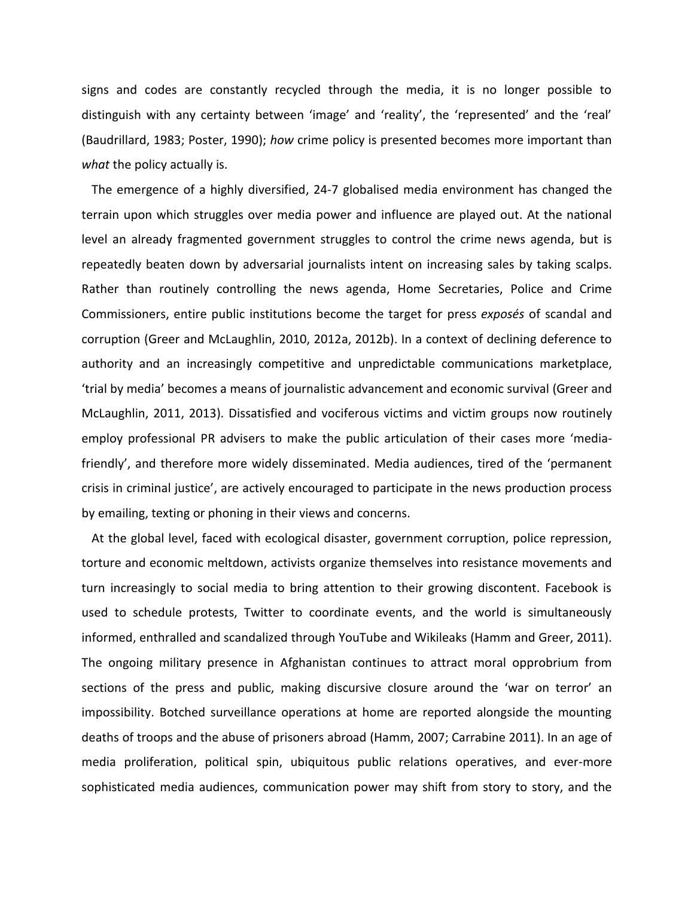signs and codes are constantly recycled through the media, it is no longer possible to distinguish with any certainty between 'image' and 'reality', the 'represented' and the 'real' (Baudrillard, 1983; Poster, 1990); *how* crime policy is presented becomes more important than *what* the policy actually is.

The emergence of a highly diversified, 24-7 globalised media environment has changed the terrain upon which struggles over media power and influence are played out. At the national level an already fragmented government struggles to control the crime news agenda, but is repeatedly beaten down by adversarial journalists intent on increasing sales by taking scalps. Rather than routinely controlling the news agenda, Home Secretaries, Police and Crime Commissioners, entire public institutions become the target for press *exposés* of scandal and corruption (Greer and McLaughlin, 2010, 2012a, 2012b). In a context of declining deference to authority and an increasingly competitive and unpredictable communications marketplace, 'trial by media' becomes a means of journalistic advancement and economic survival (Greer and McLaughlin, 2011, 2013). Dissatisfied and vociferous victims and victim groups now routinely employ professional PR advisers to make the public articulation of their cases more 'media-friendly', and therefore more widely disseminated. Media audiences, tired of the 'permanent crisis in criminal justice', are actively encouraged to participate in the news production process by emailing, texting or phoning in their views and concerns.

At the global level, faced with ecological disaster, government corruption, police repression, torture and economic meltdown, activists organize themselves into resistance movements and turn increasingly to social media to bring attention to their growing discontent. Facebook is used to schedule protests, Twitter to coordinate events, and the world is simultaneously informed, enthralled and scandalized through YouTube and Wikileaks (Hamm and Greer, 2011). The ongoing military presence in Afghanistan continues to attract moral opprobrium from sections of the press and public, making discursive closure around the 'war on terror' an impossibility. Botched surveillance operations at home are reported alongside the mounting deaths of troops and the abuse of prisoners abroad (Hamm, 2007; Carrabine 2011). In an age of media proliferation, political spin, ubiquitous public relations operatives, and ever-more sophisticated media audiences, communication power may shift from story to story, and the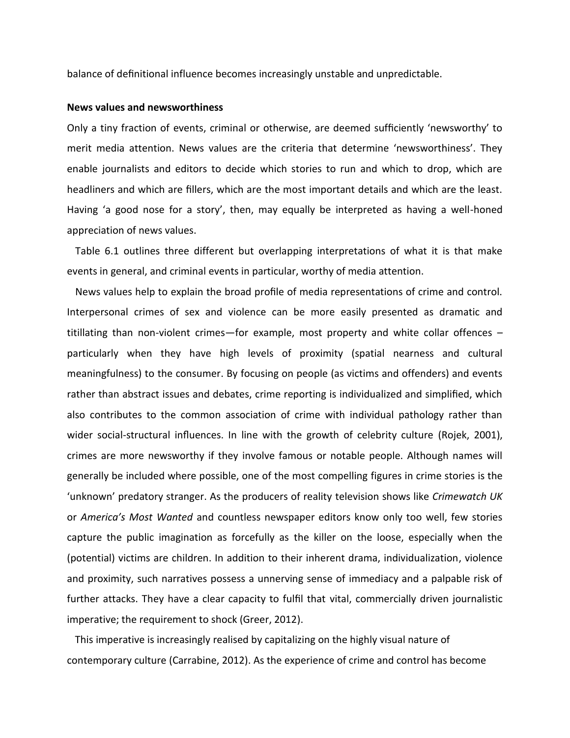balance of definitional influence becomes increasingly unstable and unpredictable.

**News values and newsworthiness**

Only a tiny fraction of events, criminal or otherwise, are deemed sufficiently 'newsworthy' to merit media attention. News values are the criteria that determine 'newsworthiness'. They enable journalists and editors to decide which stories to run and which to drop, which are headliners and which are fillers, which are the most important details and which are the least. Having 'a good nose for a story', then, may equally be interpreted as having a well-honed appreciation of news values.

Table 6.1 outlines three different but overlapping interpretations of what it is that make events in general, and criminal events in particular, worthy of media attention.

News values help to explain the broad profile of media representations of crime and control. Interpersonal crimes of sex and violence can be more easily presented as dramatic and titillating than non-violent crimes—for example, most property and white collar offences – particularly when they have high levels of proximity (spatial nearness and cultural meaningfulness) to the consumer. By focusing on people (as victims and offenders) and events rather than abstract issues and debates, crime reporting is individualized and simplified, which also contributes to the common association of crime with individual pathology rather than wider social-structural influences. In line with the growth of celebrity culture (Rojek, 2001), crimes are more newsworthy if they involve famous or notable people. Although names will generally be included where possible, one of the most compelling figures in crime stories is the 'unknown' predatory stranger. As the producers of reality television shows like *Crimewatch UK* or *America's Most Wanted* and countless newspaper editors know only too well, few stories capture the public imagination as forcefully as the killer on the loose, especially when the (potential) victims are children. In addition to their inherent drama, individualization, violence and proximity, such narratives possess a unnerving sense of immediacy and a palpable risk of further attacks. They have a clear capacity to fulfil that vital, commercially driven journalistic imperative; the requirement to shock (Greer, 2012).

This imperative is increasingly realised by capitalizing on the highly visual nature of contemporary culture (Carrabine, 2012). As the experience of crime and control has become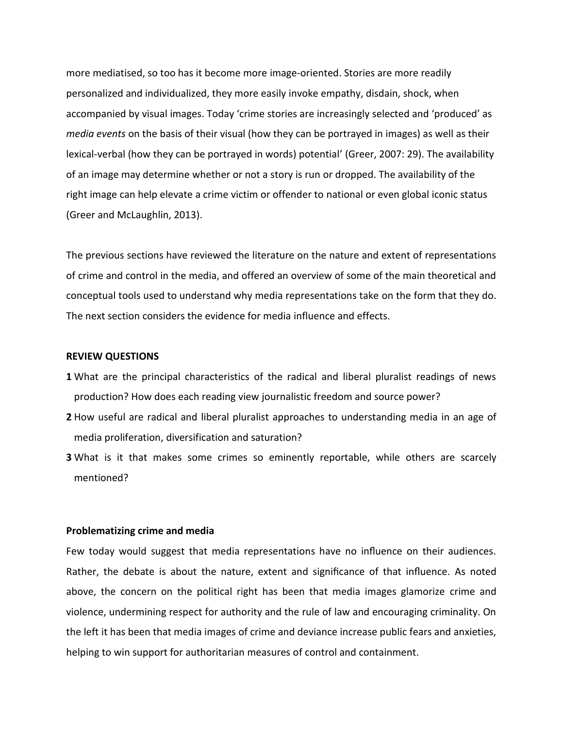more mediatised, so too has it become more image-oriented. Stories are more readily personalized and individualized, they more easily invoke empathy, disdain, shock, when accompanied by visual images. Today 'crime stories are increasingly selected and 'produced' as *media events* on the basis of their visual (how they can be portrayed in images) as well as their lexical-verbal (how they can be portrayed in words) potential' (Greer, 2007: 29). The availability of an image may determine whether or not a story is run or dropped. The availability of the right image can help elevate a crime victim or offender to national or even global iconic status (Greer and McLaughlin, 2013).

The previous sections have reviewed the literature on the nature and extent of representations of crime and control in the media, and offered an overview of some of the main theoretical and conceptual tools used to understand why media representations take on the form that they do. The next section considers the evidence for media influence and effects.

**REVIEW QUESTIONS**

**1** What are the principal characteristics of the radical and liberal pluralist readings of news production? How does each reading view journalistic freedom and source power?

**2** How useful are radical and liberal pluralist approaches to understanding media in an age of media proliferation, diversification and saturation?

**3** What is it that makes some crimes so eminently reportable, while others are scarcely mentioned?

**Problematizing crime and media**

Few today would suggest that media representations have no influence on their audiences. Rather, the debate is about the nature, extent and significance of that influence. As noted above, the concern on the political right has been that media images glamorize crime and violence, undermining respect for authority and the rule of law and encouraging criminality. On the left it has been that media images of crime and deviance increase public fears and anxieties, helping to win support for authoritarian measures of control and containment.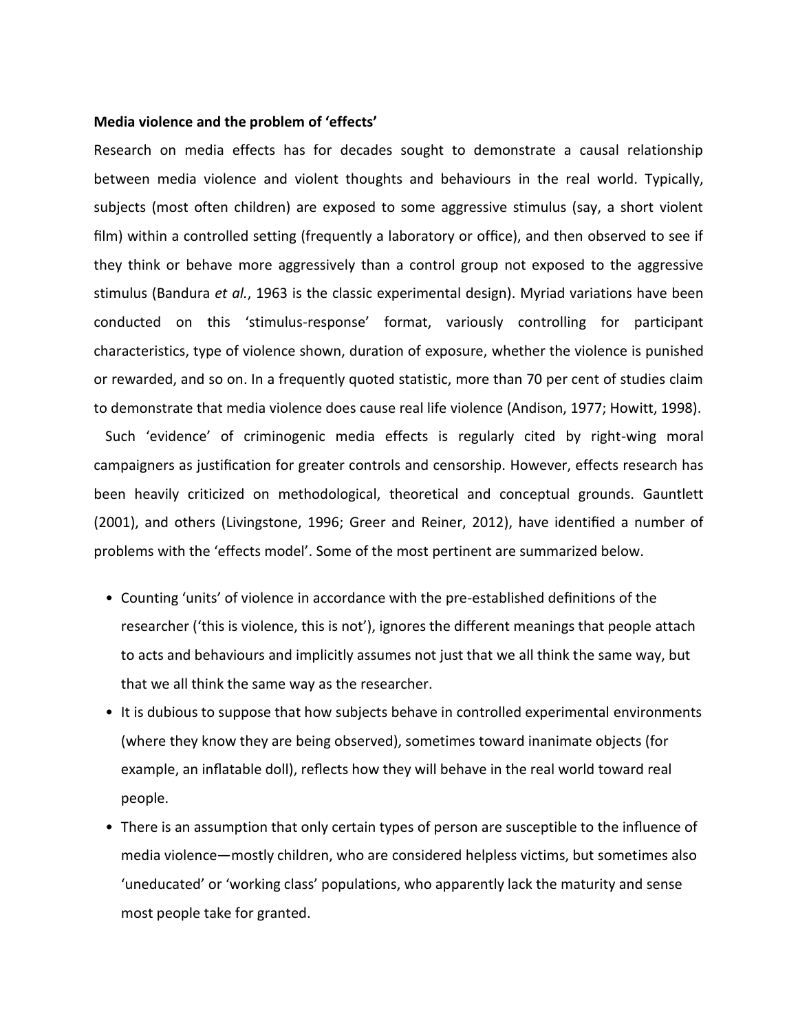**Media violence and the problem of 'effects'**

Research on media effects has for decades sought to demonstrate a causal relationship between media violence and violent thoughts and behaviours in the real world. Typically, subjects (most often children) are exposed to some aggressive stimulus (say, a short violent film) within a controlled setting (frequently a laboratory or office), and then observed to see if they think or behave more aggressively than a control group not exposed to the aggressive stimulus (Bandura *et al.*, 1963 is the classic experimental design). Myriad variations have been conducted on this 'stimulus-response' format, variously controlling for participant characteristics, type of violence shown, duration of exposure, whether the violence is punished or rewarded, and so on. In a frequently quoted statistic, more than 70 per cent of studies claim to demonstrate that media violence does cause real life violence (Andison, 1977; Howitt, 1998).

Such 'evidence' of criminogenic media effects is regularly cited by right-wing moral campaigners as justification for greater controls and censorship. However, effects research has been heavily criticized on methodological, theoretical and conceptual grounds. Gauntlett (2001), and others (Livingstone, 1996; Greer and Reiner, 2012), have identified a number of problems with the 'effects model'. Some of the most pertinent are summarized below.

- Counting 'units' of violence in accordance with the pre-established definitions of the researcher ('this is violence, this is not'), ignores the different meanings that people attach to acts and behaviours and implicitly assumes not just that we all think the same way, but that we all think the same way as the researcher.
- It is dubious to suppose that how subjects behave in controlled experimental environments (where they know they are being observed), sometimes toward inanimate objects (for example, an inflatable doll), reflects how they will behave in the real world toward real people.
- There is an assumption that only certain types of person are susceptible to the influence of media violence—mostly children, who are considered helpless victims, but sometimes also 'uneducated' or 'working class' populations, who apparently lack the maturity and sense most people take for granted.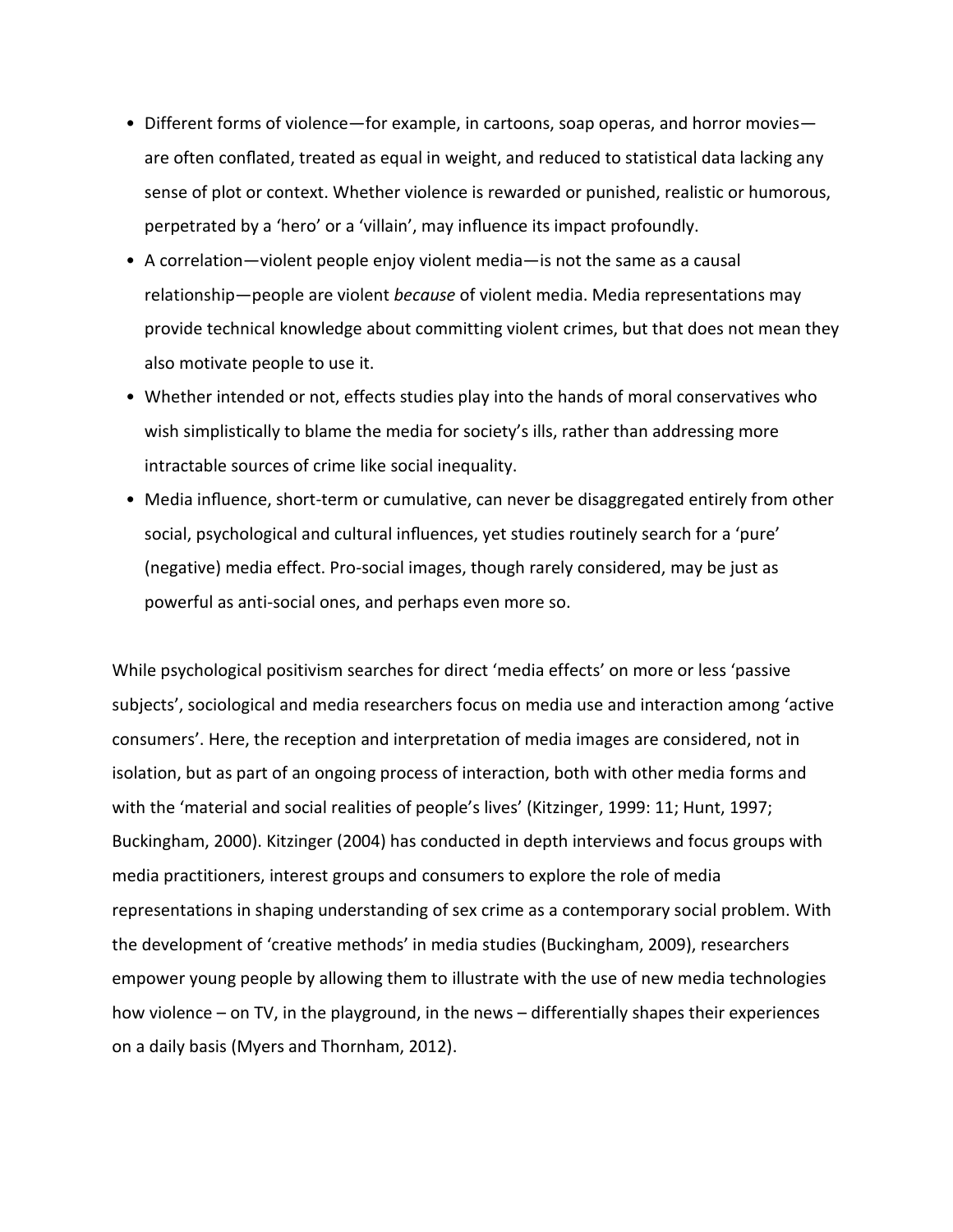- Different forms of violence—for example, in cartoons, soap operas, and horror movies—are often conflated, treated as equal in weight, and reduced to statistical data lacking any sense of plot or context. Whether violence is rewarded or punished, realistic or humorous, perpetrated by a 'hero' or a 'villain', may influence its impact profoundly.
- A correlation—violent people enjoy violent media—is not the same as a causal relationship—people are violent *because* of violent media. Media representations may provide technical knowledge about committing violent crimes, but that does not mean they also motivate people to use it.
- Whether intended or not, effects studies play into the hands of moral conservatives who wish simplistically to blame the media for society's ills, rather than addressing more intractable sources of crime like social inequality.
- Media influence, short-term or cumulative, can never be disaggregated entirely from other social, psychological and cultural influences, yet studies routinely search for a 'pure' (negative) media effect. Pro-social images, though rarely considered, may be just as powerful as anti-social ones, and perhaps even more so.

While psychological positivism searches for direct 'media effects' on more or less 'passive subjects', sociological and media researchers focus on media use and interaction among 'active consumers'. Here, the reception and interpretation of media images are considered, not in isolation, but as part of an ongoing process of interaction, both with other media forms and with the 'material and social realities of people's lives' (Kitzinger, 1999: 11; Hunt, 1997; Buckingham, 2000). Kitzinger (2004) has conducted in depth interviews and focus groups with media practitioners, interest groups and consumers to explore the role of media representations in shaping understanding of sex crime as a contemporary social problem. With the development of 'creative methods' in media studies (Buckingham, 2009), researchers empower young people by allowing them to illustrate with the use of new media technologies how violence – on TV, in the playground, in the news – differentially shapes their experiences on a daily basis (Myers and Thornham, 2012).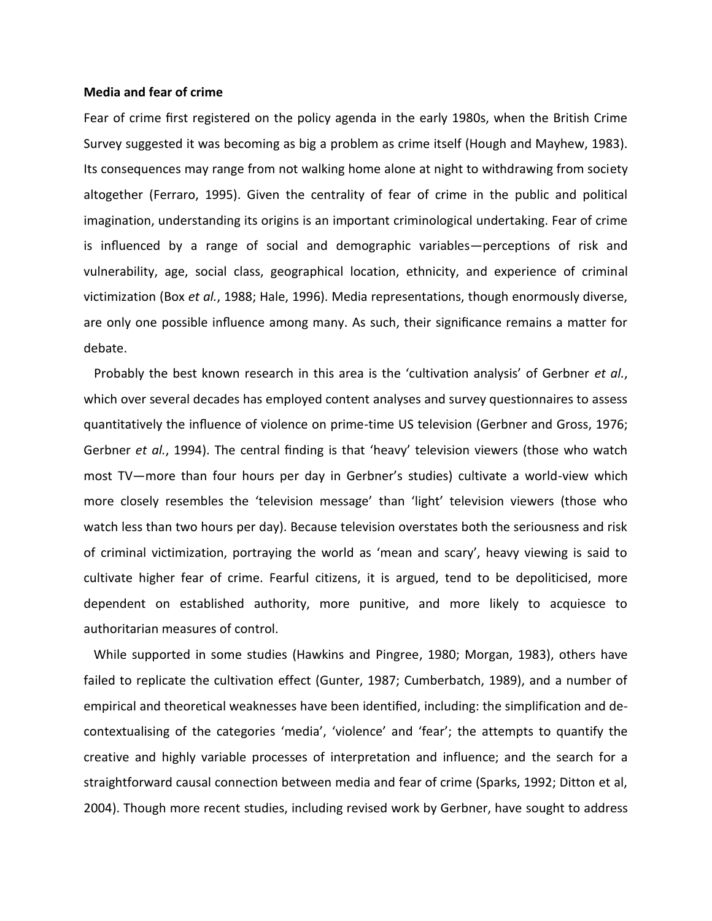**Media and fear of crime**

Fear of crime first registered on the policy agenda in the early 1980s, when the British Crime Survey suggested it was becoming as big a problem as crime itself (Hough and Mayhew, 1983). Its consequences may range from not walking home alone at night to withdrawing from society altogether (Ferraro, 1995). Given the centrality of fear of crime in the public and political imagination, understanding its origins is an important criminological undertaking. Fear of crime is influenced by a range of social and demographic variables—perceptions of risk and vulnerability, age, social class, geographical location, ethnicity, and experience of criminal victimization (Box *et al.*, 1988; Hale, 1996). Media representations, though enormously diverse, are only one possible influence among many. As such, their significance remains a matter for debate.

Probably the best known research in this area is the 'cultivation analysis' of Gerbner *et al.*, which over several decades has employed content analyses and survey questionnaires to assess quantitatively the influence of violence on prime-time US television (Gerbner and Gross, 1976; Gerbner *et al.*, 1994). The central finding is that 'heavy' television viewers (those who watch most TV—more than four hours per day in Gerbner's studies) cultivate a world-view which more closely resembles the 'television message' than 'light' television viewers (those who watch less than two hours per day). Because television overstates both the seriousness and risk of criminal victimization, portraying the world as 'mean and scary', heavy viewing is said to cultivate higher fear of crime. Fearful citizens, it is argued, tend to be depoliticised, more dependent on established authority, more punitive, and more likely to acquiesce to authoritarian measures of control.

While supported in some studies (Hawkins and Pingree, 1980; Morgan, 1983), others have failed to replicate the cultivation effect (Gunter, 1987; Cumberbatch, 1989), and a number of empirical and theoretical weaknesses have been identified, including: the simplification and de-contextualising of the categories 'media', 'violence' and 'fear'; the attempts to quantify the creative and highly variable processes of interpretation and influence; and the search for a straightforward causal connection between media and fear of crime (Sparks, 1992; Ditton et al, 2004). Though more recent studies, including revised work by Gerbner, have sought to address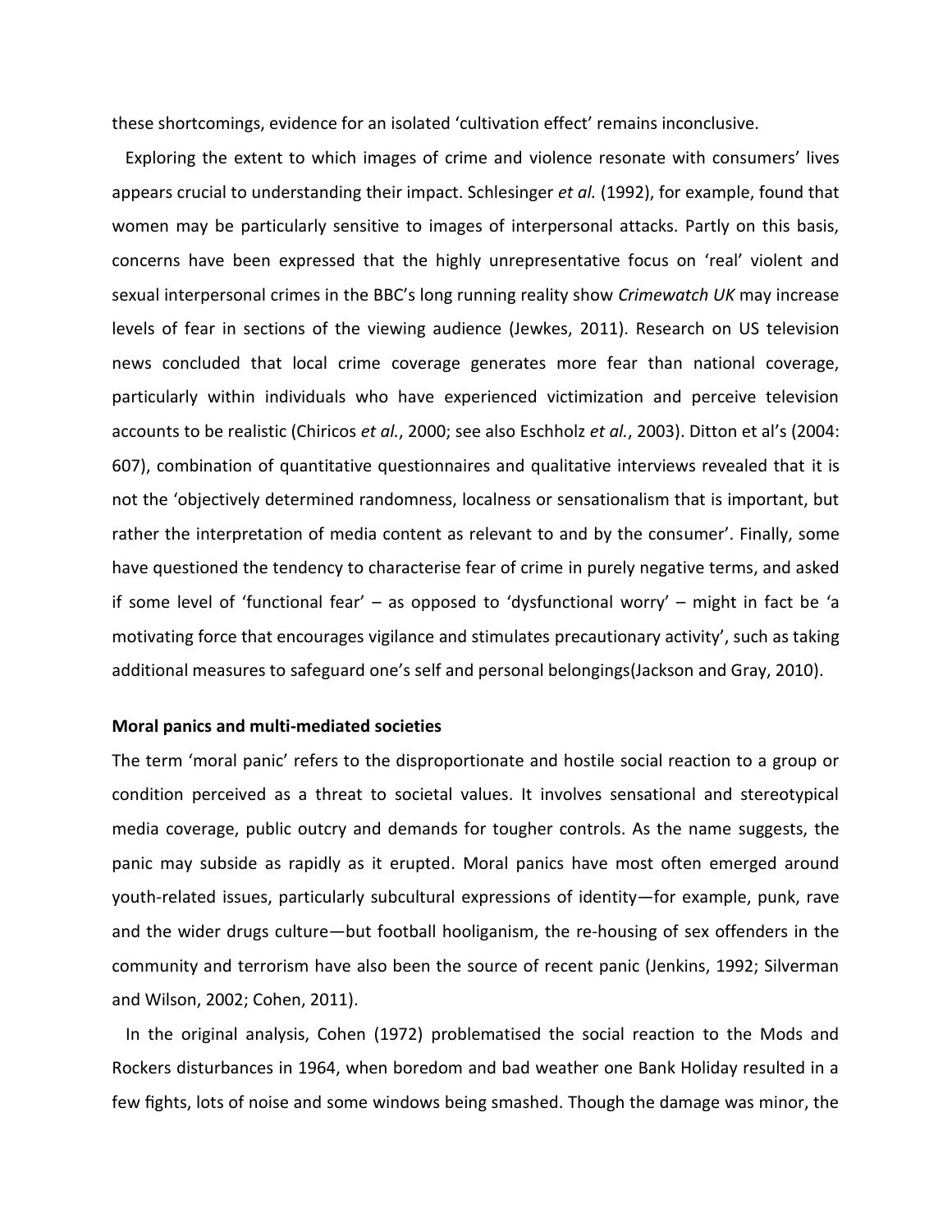these shortcomings, evidence for an isolated 'cultivation effect' remains inconclusive.

Exploring the extent to which images of crime and violence resonate with consumers' lives appears crucial to understanding their impact. Schlesinger *et al.* (1992), for example, found that women may be particularly sensitive to images of interpersonal attacks. Partly on this basis, concerns have been expressed that the highly unrepresentative focus on 'real' violent and sexual interpersonal crimes in the BBC's long running reality show *Crimewatch UK* may increase levels of fear in sections of the viewing audience (Jewkes, 2011). Research on US television news concluded that local crime coverage generates more fear than national coverage, particularly within individuals who have experienced victimization and perceive television accounts to be realistic (Chiricos *et al.*, 2000; see also Eschholz *et al.*, 2003). Ditton et al's (2004: 607), combination of quantitative questionnaires and qualitative interviews revealed that it is not the 'objectively determined randomness, localness or sensationalism that is important, but rather the interpretation of media content as relevant to and by the consumer'. Finally, some have questioned the tendency to characterise fear of crime in purely negative terms, and asked if some level of 'functional fear' – as opposed to 'dysfunctional worry' – might in fact be 'a motivating force that encourages vigilance and stimulates precautionary activity', such as taking additional measures to safeguard one's self and personal belongings(Jackson and Gray, 2010).

**Moral panics and multi-mediated societies**

The term 'moral panic' refers to the disproportionate and hostile social reaction to a group or condition perceived as a threat to societal values. It involves sensational and stereotypical media coverage, public outcry and demands for tougher controls. As the name suggests, the panic may subside as rapidly as it erupted. Moral panics have most often emerged around youth-related issues, particularly subcultural expressions of identity—for example, punk, rave and the wider drugs culture—but football hooliganism, the re-housing of sex offenders in the community and terrorism have also been the source of recent panic (Jenkins, 1992; Silverman and Wilson, 2002; Cohen, 2011).

In the original analysis, Cohen (1972) problematised the social reaction to the Mods and Rockers disturbances in 1964, when boredom and bad weather one Bank Holiday resulted in a few fights, lots of noise and some windows being smashed. Though the damage was minor, the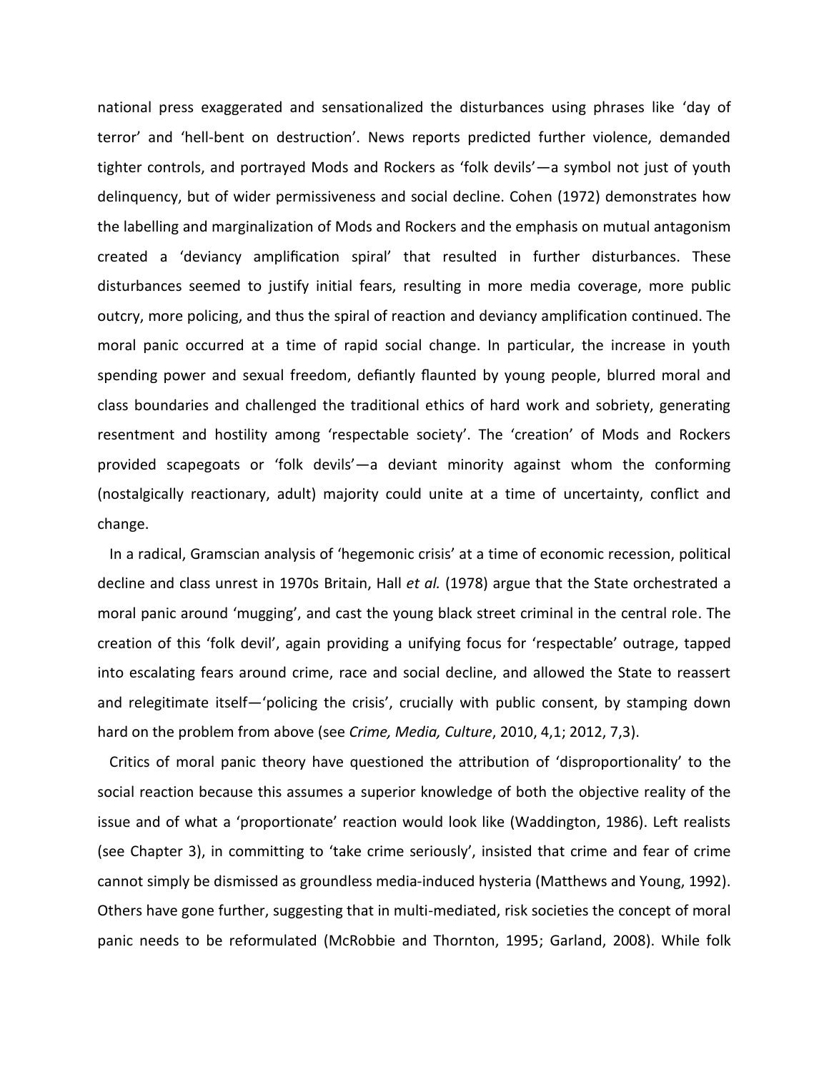national press exaggerated and sensationalized the disturbances using phrases like 'day of terror' and 'hell-bent on destruction'. News reports predicted further violence, demanded tighter controls, and portrayed Mods and Rockers as 'folk devils'—a symbol not just of youth delinquency, but of wider permissiveness and social decline. Cohen (1972) demonstrates how the labelling and marginalization of Mods and Rockers and the emphasis on mutual antagonism created a 'deviancy amplification spiral' that resulted in further disturbances. These disturbances seemed to justify initial fears, resulting in more media coverage, more public outcry, more policing, and thus the spiral of reaction and deviancy amplification continued. The moral panic occurred at a time of rapid social change. In particular, the increase in youth spending power and sexual freedom, defiantly flaunted by young people, blurred moral and class boundaries and challenged the traditional ethics of hard work and sobriety, generating resentment and hostility among 'respectable society'. The 'creation' of Mods and Rockers provided scapegoats or 'folk devils'—a deviant minority against whom the conforming (nostalgically reactionary, adult) majority could unite at a time of uncertainty, conflict and change.

In a radical, Gramscian analysis of 'hegemonic crisis' at a time of economic recession, political decline and class unrest in 1970s Britain, Hall *et al.* (1978) argue that the State orchestrated a moral panic around 'mugging', and cast the young black street criminal in the central role. The creation of this 'folk devil', again providing a unifying focus for 'respectable' outrage, tapped into escalating fears around crime, race and social decline, and allowed the State to reassert and relegitimate itself—'policing the crisis', crucially with public consent, by stamping down hard on the problem from above (see *Crime, Media, Culture*, 2010, 4,1; 2012, 7,3).

Critics of moral panic theory have questioned the attribution of 'disproportionality' to the social reaction because this assumes a superior knowledge of both the objective reality of the issue and of what a 'proportionate' reaction would look like (Waddington, 1986). Left realists (see Chapter 3), in committing to 'take crime seriously', insisted that crime and fear of crime cannot simply be dismissed as groundless media-induced hysteria (Matthews and Young, 1992). Others have gone further, suggesting that in multi-mediated, risk societies the concept of moral panic needs to be reformulated (McRobbie and Thornton, 1995; Garland, 2008). While folk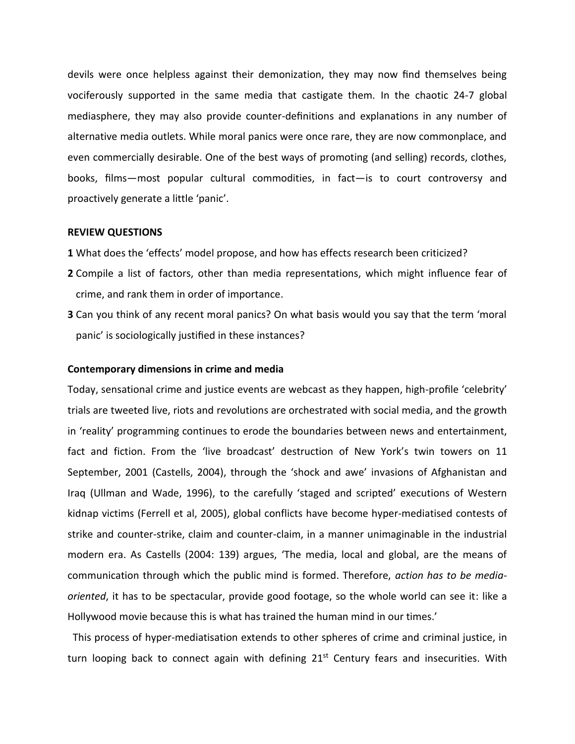devils were once helpless against their demonization, they may now find themselves being vociferously supported in the same media that castigate them. In the chaotic 24-7 global mediasphere, they may also provide counter-definitions and explanations in any number of alternative media outlets. While moral panics were once rare, they are now commonplace, and even commercially desirable. One of the best ways of promoting (and selling) records, clothes, books, films—most popular cultural commodities, in fact—is to court controversy and proactively generate a little 'panic'.

**REVIEW QUESTIONS**

**1** What does the 'effects' model propose, and how has effects research been criticized?

**2** Compile a list of factors, other than media representations, which might influence fear of crime, and rank them in order of importance.

**3** Can you think of any recent moral panics? On what basis would you say that the term 'moral panic' is sociologically justified in these instances?

**Contemporary dimensions in crime and media**

Today, sensational crime and justice events are webcast as they happen, high-profile 'celebrity' trials are tweeted live, riots and revolutions are orchestrated with social media, and the growth in 'reality' programming continues to erode the boundaries between news and entertainment, fact and fiction. From the 'live broadcast' destruction of New York's twin towers on 11 September, 2001 (Castells, 2004), through the 'shock and awe' invasions of Afghanistan and Iraq (Ullman and Wade, 1996), to the carefully 'staged and scripted' executions of Western kidnap victims (Ferrell et al, 2005), global conflicts have become hyper-mediatised contests of strike and counter-strike, claim and counter-claim, in a manner unimaginable in the industrial modern era. As Castells (2004: 139) argues, 'The media, local and global, are the means of communication through which the public mind is formed. Therefore, *action has to be media-oriented*, it has to be spectacular, provide good footage, so the whole world can see it: like a Hollywood movie because this is what has trained the human mind in our times.'

This process of hyper-mediatisation extends to other spheres of crime and criminal justice, in turn looping back to connect again with defining 21st Century fears and insecurities. With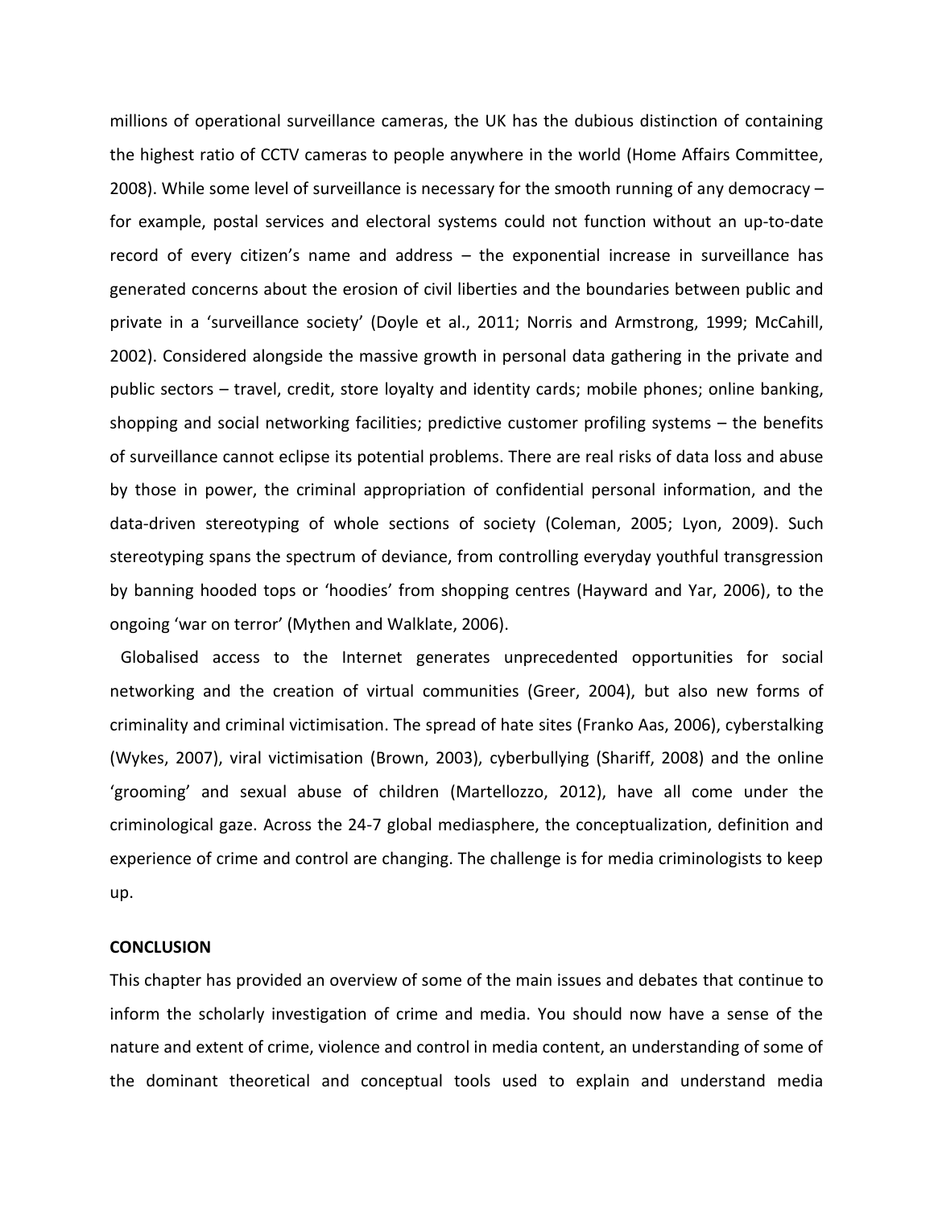millions of operational surveillance cameras, the UK has the dubious distinction of containing the highest ratio of CCTV cameras to people anywhere in the world (Home Affairs Committee, 2008). While some level of surveillance is necessary for the smooth running of any democracy – for example, postal services and electoral systems could not function without an up-to-date record of every citizen's name and address – the exponential increase in surveillance has generated concerns about the erosion of civil liberties and the boundaries between public and private in a 'surveillance society' (Doyle et al., 2011; Norris and Armstrong, 1999; McCahill, 2002). Considered alongside the massive growth in personal data gathering in the private and public sectors – travel, credit, store loyalty and identity cards; mobile phones; online banking, shopping and social networking facilities; predictive customer profiling systems – the benefits of surveillance cannot eclipse its potential problems. There are real risks of data loss and abuse by those in power, the criminal appropriation of confidential personal information, and the data-driven stereotyping of whole sections of society (Coleman, 2005; Lyon, 2009). Such stereotyping spans the spectrum of deviance, from controlling everyday youthful transgression by banning hooded tops or 'hoodies' from shopping centres (Hayward and Yar, 2006), to the ongoing 'war on terror' (Mythen and Walklate, 2006).

Globalised access to the Internet generates unprecedented opportunities for social networking and the creation of virtual communities (Greer, 2004), but also new forms of criminality and criminal victimisation. The spread of hate sites (Franko Aas, 2006), cyberstalking (Wykes, 2007), viral victimisation (Brown, 2003), cyberbullying (Shariff, 2008) and the online 'grooming' and sexual abuse of children (Martellozzo, 2012), have all come under the criminological gaze. Across the 24-7 global mediasphere, the conceptualization, definition and experience of crime and control are changing. The challenge is for media criminologists to keep up.

**CONCLUSION**

This chapter has provided an overview of some of the main issues and debates that continue to inform the scholarly investigation of crime and media. You should now have a sense of the nature and extent of crime, violence and control in media content, an understanding of some of the dominant theoretical and conceptual tools used to explain and understand media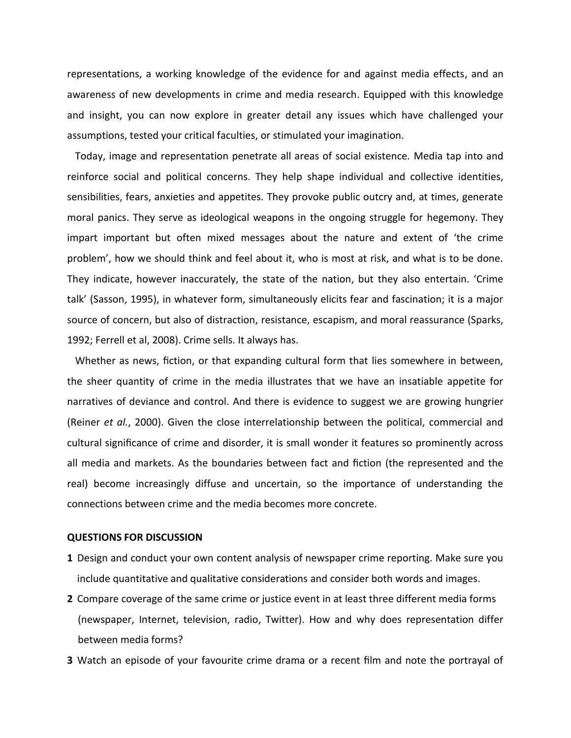representations, a working knowledge of the evidence for and against media effects, and an awareness of new developments in crime and media research. Equipped with this knowledge and insight, you can now explore in greater detail any issues which have challenged your assumptions, tested your critical faculties, or stimulated your imagination.

Today, image and representation penetrate all areas of social existence. Media tap into and reinforce social and political concerns. They help shape individual and collective identities, sensibilities, fears, anxieties and appetites. They provoke public outcry and, at times, generate moral panics. They serve as ideological weapons in the ongoing struggle for hegemony. They impart important but often mixed messages about the nature and extent of 'the crime problem', how we should think and feel about it, who is most at risk, and what is to be done. They indicate, however inaccurately, the state of the nation, but they also entertain. 'Crime talk' (Sasson, 1995), in whatever form, simultaneously elicits fear and fascination; it is a major source of concern, but also of distraction, resistance, escapism, and moral reassurance (Sparks, 1992; Ferrell et al, 2008). Crime sells. It always has.

Whether as news, fiction, or that expanding cultural form that lies somewhere in between, the sheer quantity of crime in the media illustrates that we have an insatiable appetite for narratives of deviance and control. And there is evidence to suggest we are growing hungrier (Reiner *et al.*, 2000). Given the close interrelationship between the political, commercial and cultural significance of crime and disorder, it is small wonder it features so prominently across all media and markets. As the boundaries between fact and fiction (the represented and the real) become increasingly diffuse and uncertain, so the importance of understanding the connections between crime and the media becomes more concrete.

**QUESTIONS FOR DISCUSSION**

**1** Design and conduct your own content analysis of newspaper crime reporting. Make sure you include quantitative and qualitative considerations and consider both words and images.

**2** Compare coverage of the same crime or justice event in at least three different media forms (newspaper, Internet, television, radio, Twitter). How and why does representation differ between media forms?

**3** Watch an episode of your favourite crime drama or a recent film and note the portrayal of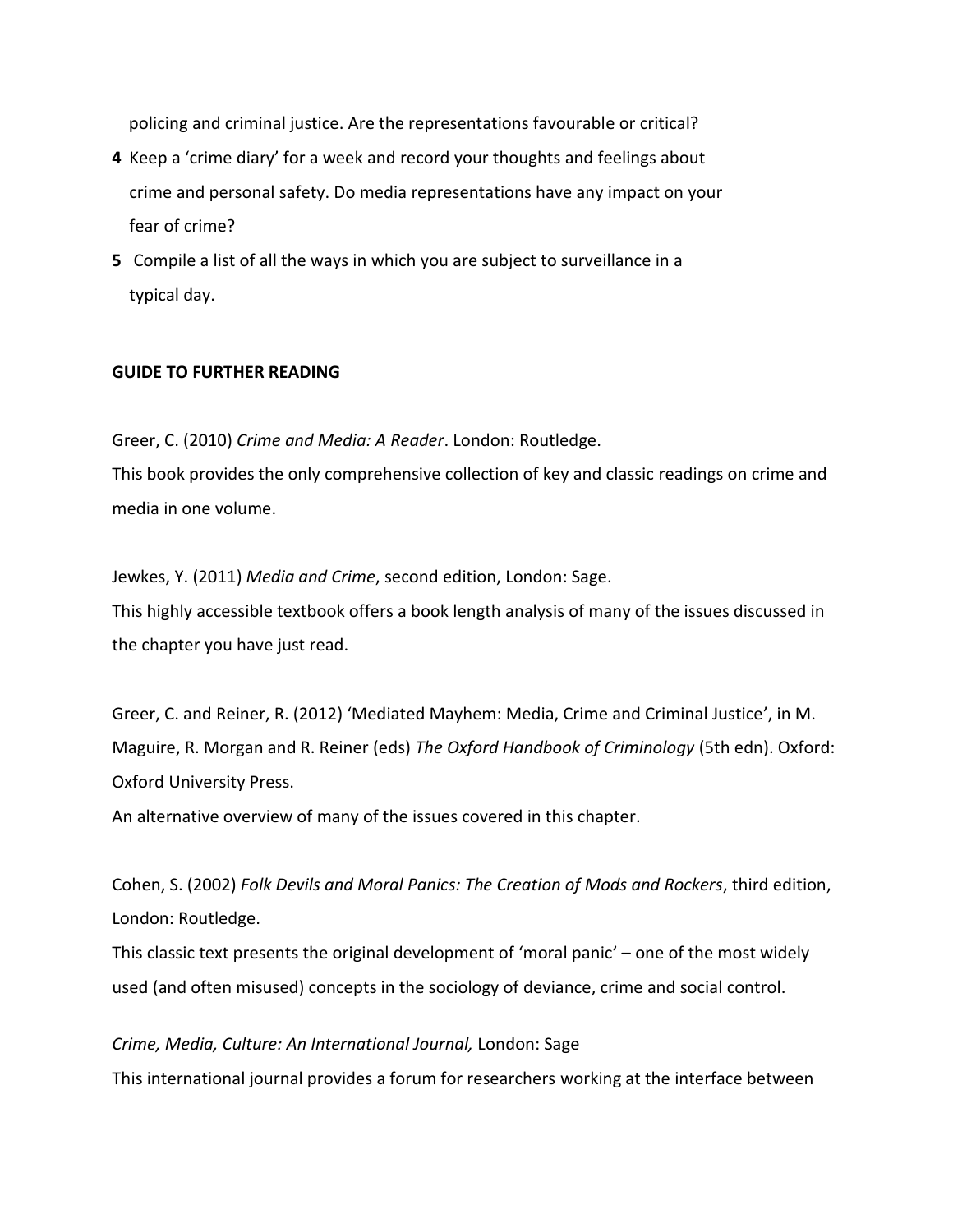policing and criminal justice. Are the representations favourable or critical?

4 Keep a 'crime diary' for a week and record your thoughts and feelings about crime and personal safety. Do media representations have any impact on your fear of crime?

5 Compile a list of all the ways in which you are subject to surveillance in a typical day.

## GUIDE TO FURTHER READING

Greer, C. (2010) *Crime and Media: A Reader*. London: Routledge.
This book provides the only comprehensive collection of key and classic readings on crime and media in one volume.

Jewkes, Y. (2011) *Media and Crime*, second edition, London: Sage.
This highly accessible textbook offers a book length analysis of many of the issues discussed in the chapter you have just read.

Greer, C. and Reiner, R. (2012) 'Mediated Mayhem: Media, Crime and Criminal Justice', in M. Maguire, R. Morgan and R. Reiner (eds) *The Oxford Handbook of Criminology* (5th edn). Oxford: Oxford University Press.
An alternative overview of many of the issues covered in this chapter.

Cohen, S. (2002) *Folk Devils and Moral Panics: The Creation of Mods and Rockers*, third edition, London: Routledge.
This classic text presents the original development of 'moral panic' – one of the most widely used (and often misused) concepts in the sociology of deviance, crime and social control.

*Crime, Media, Culture: An International Journal,* London: Sage
This international journal provides a forum for researchers working at the interface between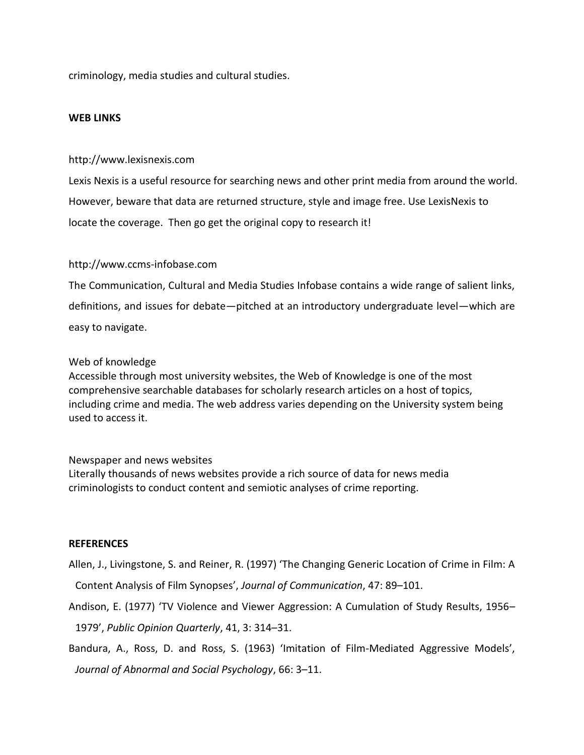criminology, media studies and cultural studies.

## WEB LINKS

http://www.lexisnexis.com

Lexis Nexis is a useful resource for searching news and other print media from around the world. However, beware that data are returned structure, style and image free. Use LexisNexis to locate the coverage. Then go get the original copy to research it!

http://www.ccms-infobase.com

The Communication, Cultural and Media Studies Infobase contains a wide range of salient links, definitions, and issues for debate—pitched at an introductory undergraduate level—which are easy to navigate.

Web of knowledge

Accessible through most university websites, the Web of Knowledge is one of the most comprehensive searchable databases for scholarly research articles on a host of topics, including crime and media. The web address varies depending on the University system being used to access it.

Newspaper and news websites

Literally thousands of news websites provide a rich source of data for news media criminologists to conduct content and semiotic analyses of crime reporting.

## REFERENCES

Allen, J., Livingstone, S. and Reiner, R. (1997) 'The Changing Generic Location of Crime in Film: A Content Analysis of Film Synopses', *Journal of Communication*, 47: 89–101.

Andison, E. (1977) 'TV Violence and Viewer Aggression: A Cumulation of Study Results, 1956–1979', *Public Opinion Quarterly*, 41, 3: 314–31.

Bandura, A., Ross, D. and Ross, S. (1963) 'Imitation of Film-Mediated Aggressive Models', *Journal of Abnormal and Social Psychology*, 66: 3–11.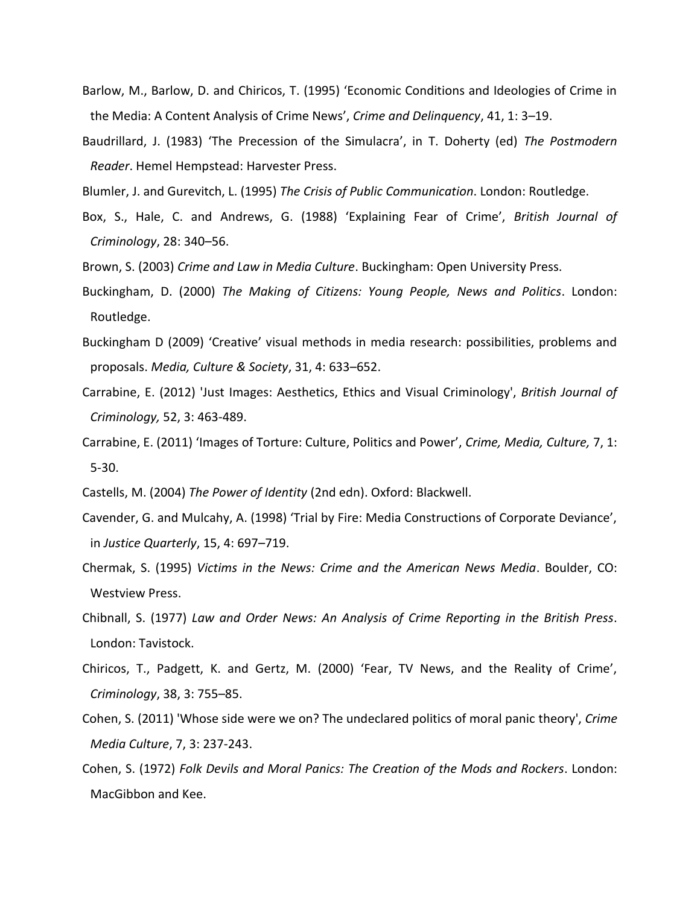Barlow, M., Barlow, D. and Chiricos, T. (1995) 'Economic Conditions and Ideologies of Crime in the Media: A Content Analysis of Crime News', *Crime and Delinquency*, 41, 1: 3–19.

Baudrillard, J. (1983) 'The Precession of the Simulacra', in T. Doherty (ed) *The Postmodern Reader*. Hemel Hempstead: Harvester Press.

Blumler, J. and Gurevitch, L. (1995) *The Crisis of Public Communication*. London: Routledge.

Box, S., Hale, C. and Andrews, G. (1988) 'Explaining Fear of Crime', *British Journal of Criminology*, 28: 340–56.

Brown, S. (2003) *Crime and Law in Media Culture*. Buckingham: Open University Press.

Buckingham, D. (2000) *The Making of Citizens: Young People, News and Politics*. London: Routledge.

Buckingham D (2009) 'Creative' visual methods in media research: possibilities, problems and proposals. *Media, Culture & Society*, 31, 4: 633–652.

Carrabine, E. (2012) 'Just Images: Aesthetics, Ethics and Visual Criminology', *British Journal of Criminology,* 52, 3: 463-489.

Carrabine, E. (2011) 'Images of Torture: Culture, Politics and Power', *Crime, Media, Culture,* 7, 1: 5-30.

Castells, M. (2004) *The Power of Identity* (2nd edn). Oxford: Blackwell.

Cavender, G. and Mulcahy, A. (1998) 'Trial by Fire: Media Constructions of Corporate Deviance', in *Justice Quarterly*, 15, 4: 697–719.

Chermak, S. (1995) *Victims in the News: Crime and the American News Media*. Boulder, CO: Westview Press.

Chibnall, S. (1977) *Law and Order News: An Analysis of Crime Reporting in the British Press*. London: Tavistock.

Chiricos, T., Padgett, K. and Gertz, M. (2000) 'Fear, TV News, and the Reality of Crime', *Criminology*, 38, 3: 755–85.

Cohen, S. (2011) 'Whose side were we on? The undeclared politics of moral panic theory', *Crime Media Culture*, 7, 3: 237-243.

Cohen, S. (1972) *Folk Devils and Moral Panics: The Creation of the Mods and Rockers*. London: MacGibbon and Kee.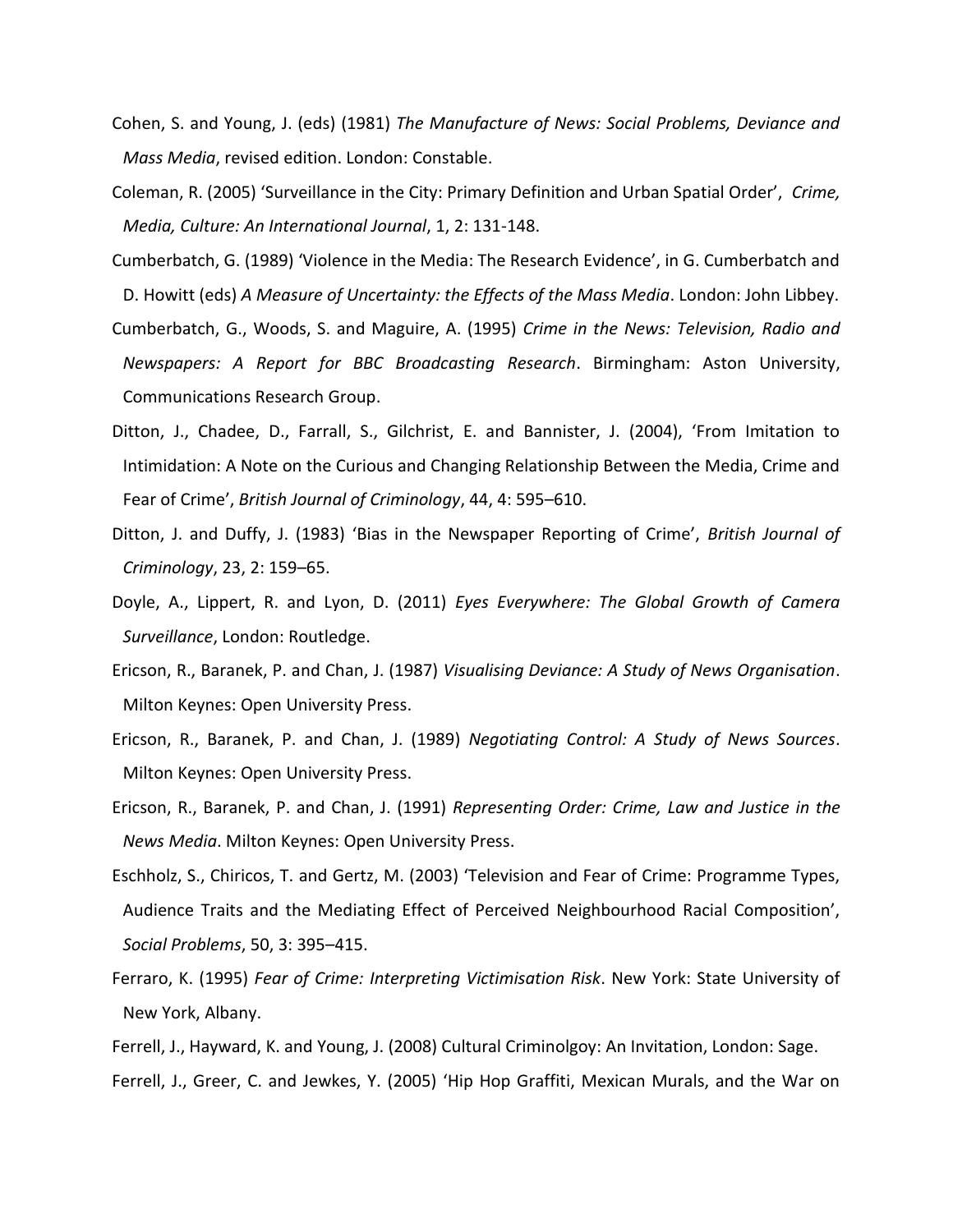Cohen, S. and Young, J. (eds) (1981) *The Manufacture of News: Social Problems, Deviance and Mass Media*, revised edition. London: Constable.

Coleman, R. (2005) 'Surveillance in the City: Primary Definition and Urban Spatial Order', *Crime, Media, Culture: An International Journal*, 1, 2: 131-148.

Cumberbatch, G. (1989) 'Violence in the Media: The Research Evidence', in G. Cumberbatch and D. Howitt (eds) *A Measure of Uncertainty: the Effects of the Mass Media*. London: John Libbey.

Cumberbatch, G., Woods, S. and Maguire, A. (1995) *Crime in the News: Television, Radio and Newspapers: A Report for BBC Broadcasting Research*. Birmingham: Aston University, Communications Research Group.

Ditton, J., Chadee, D., Farrall, S., Gilchrist, E. and Bannister, J. (2004), 'From Imitation to Intimidation: A Note on the Curious and Changing Relationship Between the Media, Crime and Fear of Crime', *British Journal of Criminology*, 44, 4: 595–610.

Ditton, J. and Duffy, J. (1983) 'Bias in the Newspaper Reporting of Crime', *British Journal of Criminology*, 23, 2: 159–65.

Doyle, A., Lippert, R. and Lyon, D. (2011) *Eyes Everywhere: The Global Growth of Camera Surveillance*, London: Routledge.

Ericson, R., Baranek, P. and Chan, J. (1987) *Visualising Deviance: A Study of News Organisation*. Milton Keynes: Open University Press.

Ericson, R., Baranek, P. and Chan, J. (1989) *Negotiating Control: A Study of News Sources*. Milton Keynes: Open University Press.

Ericson, R., Baranek, P. and Chan, J. (1991) *Representing Order: Crime, Law and Justice in the News Media*. Milton Keynes: Open University Press.

Eschholz, S., Chiricos, T. and Gertz, M. (2003) 'Television and Fear of Crime: Programme Types, Audience Traits and the Mediating Effect of Perceived Neighbourhood Racial Composition', *Social Problems*, 50, 3: 395–415.

Ferraro, K. (1995) *Fear of Crime: Interpreting Victimisation Risk*. New York: State University of New York, Albany.

Ferrell, J., Hayward, K. and Young, J. (2008) Cultural Criminolgoy: An Invitation, London: Sage.

Ferrell, J., Greer, C. and Jewkes, Y. (2005) 'Hip Hop Graffiti, Mexican Murals, and the War on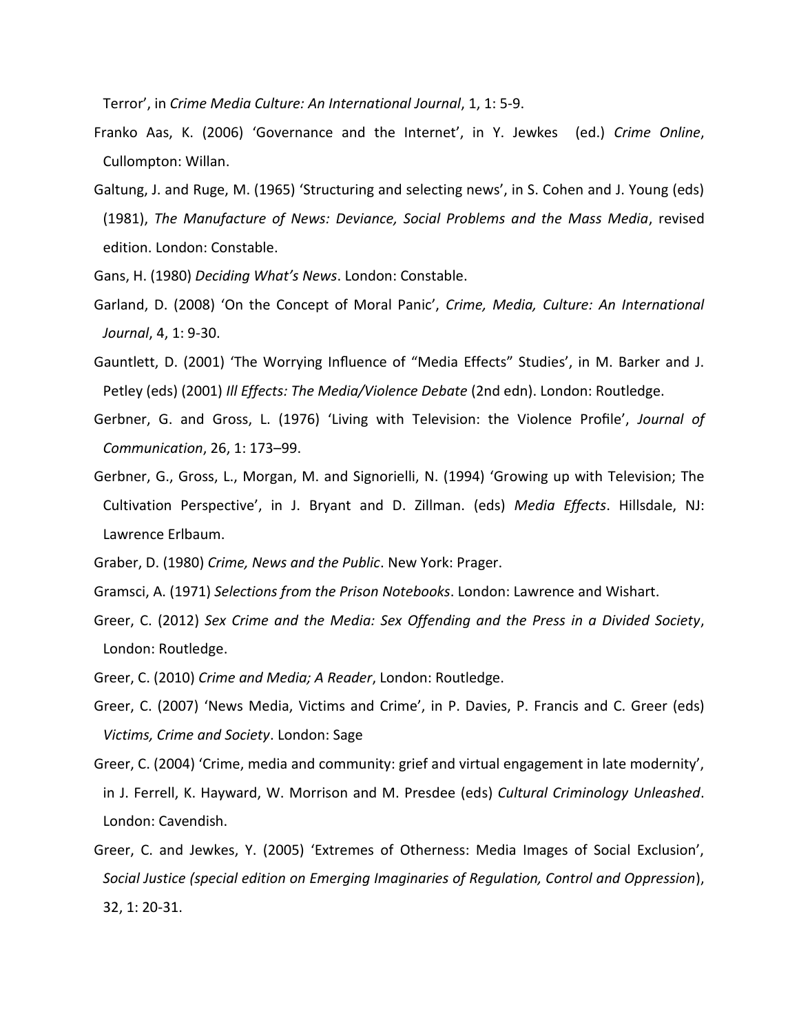Terror', in *Crime Media Culture: An International Journal*, 1, 1: 5-9.

Franko Aas, K. (2006) 'Governance and the Internet', in Y. Jewkes (ed.) *Crime Online*, Cullompton: Willan.

Galtung, J. and Ruge, M. (1965) 'Structuring and selecting news', in S. Cohen and J. Young (eds) (1981), *The Manufacture of News: Deviance, Social Problems and the Mass Media*, revised edition. London: Constable.

Gans, H. (1980) *Deciding What's News*. London: Constable.

Garland, D. (2008) 'On the Concept of Moral Panic', *Crime, Media, Culture: An International Journal*, 4, 1: 9-30.

Gauntlett, D. (2001) 'The Worrying Influence of "Media Effects" Studies', in M. Barker and J. Petley (eds) (2001) *Ill Effects: The Media/Violence Debate* (2nd edn). London: Routledge.

Gerbner, G. and Gross, L. (1976) 'Living with Television: the Violence Profile', *Journal of Communication*, 26, 1: 173–99.

Gerbner, G., Gross, L., Morgan, M. and Signorielli, N. (1994) 'Growing up with Television; The Cultivation Perspective', in J. Bryant and D. Zillman. (eds) *Media Effects*. Hillsdale, NJ: Lawrence Erlbaum.

Graber, D. (1980) *Crime, News and the Public*. New York: Prager.

Gramsci, A. (1971) *Selections from the Prison Notebooks*. London: Lawrence and Wishart.

Greer, C. (2012) *Sex Crime and the Media: Sex Offending and the Press in a Divided Society*, London: Routledge.

Greer, C. (2010) *Crime and Media; A Reader*, London: Routledge.

Greer, C. (2007) 'News Media, Victims and Crime', in P. Davies, P. Francis and C. Greer (eds) *Victims, Crime and Society*. London: Sage

Greer, C. (2004) 'Crime, media and community: grief and virtual engagement in late modernity', in J. Ferrell, K. Hayward, W. Morrison and M. Presdee (eds) *Cultural Criminology Unleashed*. London: Cavendish.

Greer, C. and Jewkes, Y. (2005) 'Extremes of Otherness: Media Images of Social Exclusion', *Social Justice (special edition on Emerging Imaginaries of Regulation, Control and Oppression*), 32, 1: 20-31.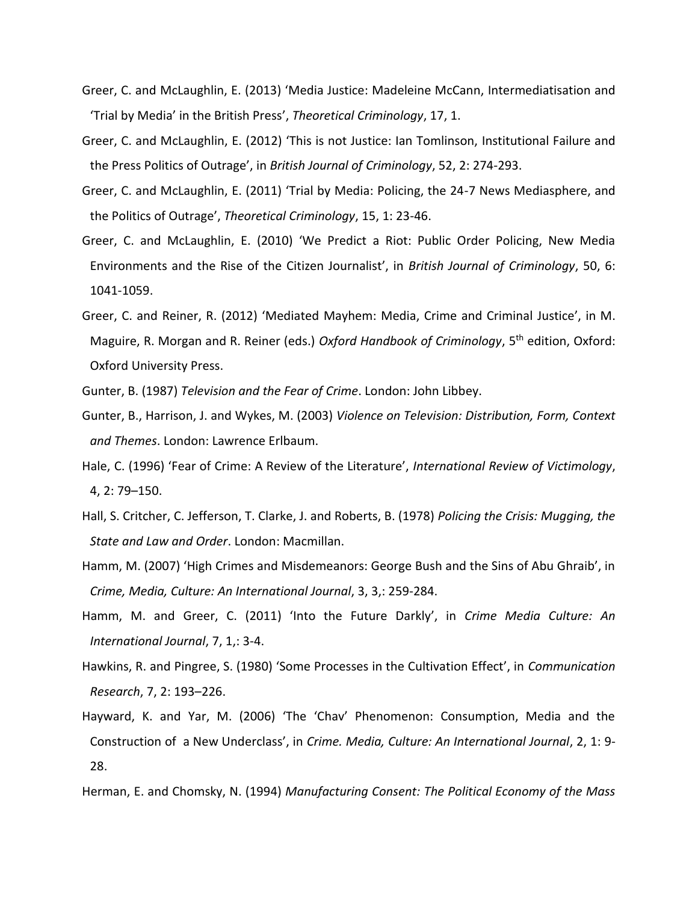Greer, C. and McLaughlin, E. (2013) 'Media Justice: Madeleine McCann, Intermediatisation and 'Trial by Media' in the British Press', *Theoretical Criminology*, 17, 1.

Greer, C. and McLaughlin, E. (2012) 'This is not Justice: Ian Tomlinson, Institutional Failure and the Press Politics of Outrage', in *British Journal of Criminology*, 52, 2: 274-293.

Greer, C. and McLaughlin, E. (2011) 'Trial by Media: Policing, the 24-7 News Mediasphere, and the Politics of Outrage', *Theoretical Criminology*, 15, 1: 23-46.

Greer, C. and McLaughlin, E. (2010) 'We Predict a Riot: Public Order Policing, New Media Environments and the Rise of the Citizen Journalist', in *British Journal of Criminology*, 50, 6: 1041-1059.

Greer, C. and Reiner, R. (2012) 'Mediated Mayhem: Media, Crime and Criminal Justice', in M. Maguire, R. Morgan and R. Reiner (eds.) *Oxford Handbook of Criminology*, 5th edition, Oxford: Oxford University Press.

Gunter, B. (1987) *Television and the Fear of Crime*. London: John Libbey.

Gunter, B., Harrison, J. and Wykes, M. (2003) *Violence on Television: Distribution, Form, Context and Themes*. London: Lawrence Erlbaum.

Hale, C. (1996) 'Fear of Crime: A Review of the Literature', *International Review of Victimology*, 4, 2: 79–150.

Hall, S. Critcher, C. Jefferson, T. Clarke, J. and Roberts, B. (1978) *Policing the Crisis: Mugging, the State and Law and Order*. London: Macmillan.

Hamm, M. (2007) 'High Crimes and Misdemeanors: George Bush and the Sins of Abu Ghraib', in *Crime, Media, Culture: An International Journal*, 3, 3,: 259-284.

Hamm, M. and Greer, C. (2011) 'Into the Future Darkly', in *Crime Media Culture: An International Journal*, 7, 1,: 3-4.

Hawkins, R. and Pingree, S. (1980) 'Some Processes in the Cultivation Effect', in *Communication Research*, 7, 2: 193–226.

Hayward, K. and Yar, M. (2006) 'The 'Chav' Phenomenon: Consumption, Media and the Construction of a New Underclass', in *Crime. Media, Culture: An International Journal*, 2, 1: 9-28.

Herman, E. and Chomsky, N. (1994) *Manufacturing Consent: The Political Economy of the Mass*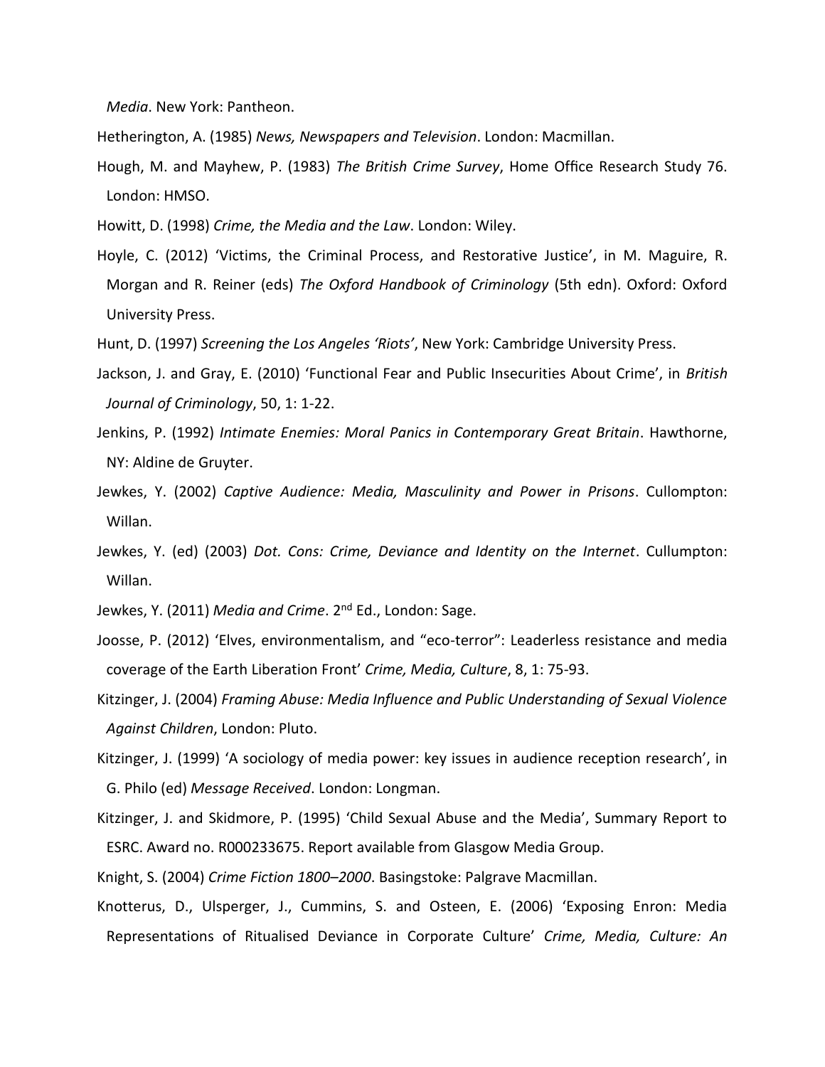*Media*. New York: Pantheon.

Hetherington, A. (1985) *News, Newspapers and Television*. London: Macmillan.

Hough, M. and Mayhew, P. (1983) *The British Crime Survey*, Home Office Research Study 76. London: HMSO.

Howitt, D. (1998) *Crime, the Media and the Law*. London: Wiley.

Hoyle, C. (2012) 'Victims, the Criminal Process, and Restorative Justice', in M. Maguire, R. Morgan and R. Reiner (eds) *The Oxford Handbook of Criminology* (5th edn). Oxford: Oxford University Press.

Hunt, D. (1997) *Screening the Los Angeles 'Riots'*, New York: Cambridge University Press.

Jackson, J. and Gray, E. (2010) 'Functional Fear and Public Insecurities About Crime', in *British Journal of Criminology*, 50, 1: 1-22.

Jenkins, P. (1992) *Intimate Enemies: Moral Panics in Contemporary Great Britain*. Hawthorne, NY: Aldine de Gruyter.

Jewkes, Y. (2002) *Captive Audience: Media, Masculinity and Power in Prisons*. Cullompton: Willan.

Jewkes, Y. (ed) (2003) *Dot. Cons: Crime, Deviance and Identity on the Internet*. Cullompton: Willan.

Jewkes, Y. (2011) *Media and Crime*. 2nd Ed., London: Sage.

Joosse, P. (2012) 'Elves, environmentalism, and "eco-terror": Leaderless resistance and media coverage of the Earth Liberation Front' *Crime, Media, Culture*, 8, 1: 75-93.

Kitzinger, J. (2004) *Framing Abuse: Media Influence and Public Understanding of Sexual Violence Against Children*, London: Pluto.

Kitzinger, J. (1999) 'A sociology of media power: key issues in audience reception research', in G. Philo (ed) *Message Received*. London: Longman.

Kitzinger, J. and Skidmore, P. (1995) 'Child Sexual Abuse and the Media', Summary Report to ESRC. Award no. R000233675. Report available from Glasgow Media Group.

Knight, S. (2004) *Crime Fiction 1800–2000*. Basingstoke: Palgrave Macmillan.

Knotterus, D., Ulsperger, J., Cummins, S. and Osteen, E. (2006) 'Exposing Enron: Media Representations of Ritualised Deviance in Corporate Culture' *Crime, Media, Culture: An*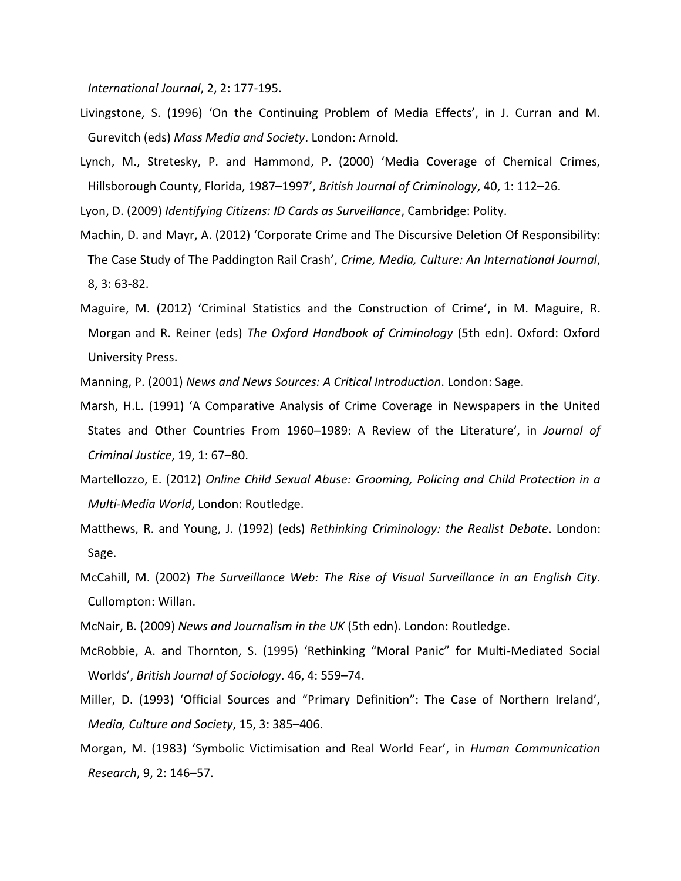*International Journal*, 2, 2: 177-195.

Livingstone, S. (1996) 'On the Continuing Problem of Media Effects', in J. Curran and M. Gurevitch (eds) *Mass Media and Society*. London: Arnold.

Lynch, M., Stretesky, P. and Hammond, P. (2000) 'Media Coverage of Chemical Crimes, Hillsborough County, Florida, 1987–1997', *British Journal of Criminology*, 40, 1: 112–26.

Lyon, D. (2009) *Identifying Citizens: ID Cards as Surveillance*, Cambridge: Polity.

Machin, D. and Mayr, A. (2012) 'Corporate Crime and The Discursive Deletion Of Responsibility: The Case Study of The Paddington Rail Crash', *Crime, Media, Culture: An International Journal*, 8, 3: 63-82.

Maguire, M. (2012) 'Criminal Statistics and the Construction of Crime', in M. Maguire, R. Morgan and R. Reiner (eds) *The Oxford Handbook of Criminology* (5th edn). Oxford: Oxford University Press.

Manning, P. (2001) *News and News Sources: A Critical Introduction*. London: Sage.

Marsh, H.L. (1991) 'A Comparative Analysis of Crime Coverage in Newspapers in the United States and Other Countries From 1960–1989: A Review of the Literature', in *Journal of Criminal Justice*, 19, 1: 67–80.

Martellozzo, E. (2012) *Online Child Sexual Abuse: Grooming, Policing and Child Protection in a Multi-Media World*, London: Routledge.

Matthews, R. and Young, J. (1992) (eds) *Rethinking Criminology: the Realist Debate*. London: Sage.

McCahill, M. (2002) *The Surveillance Web: The Rise of Visual Surveillance in an English City*. Cullompton: Willan.

McNair, B. (2009) *News and Journalism in the UK* (5th edn). London: Routledge.

McRobbie, A. and Thornton, S. (1995) 'Rethinking "Moral Panic" for Multi-Mediated Social Worlds', *British Journal of Sociology*. 46, 4: 559–74.

Miller, D. (1993) 'Official Sources and "Primary Definition": The Case of Northern Ireland', *Media, Culture and Society*, 15, 3: 385–406.

Morgan, M. (1983) 'Symbolic Victimisation and Real World Fear', in *Human Communication Research*, 9, 2: 146–57.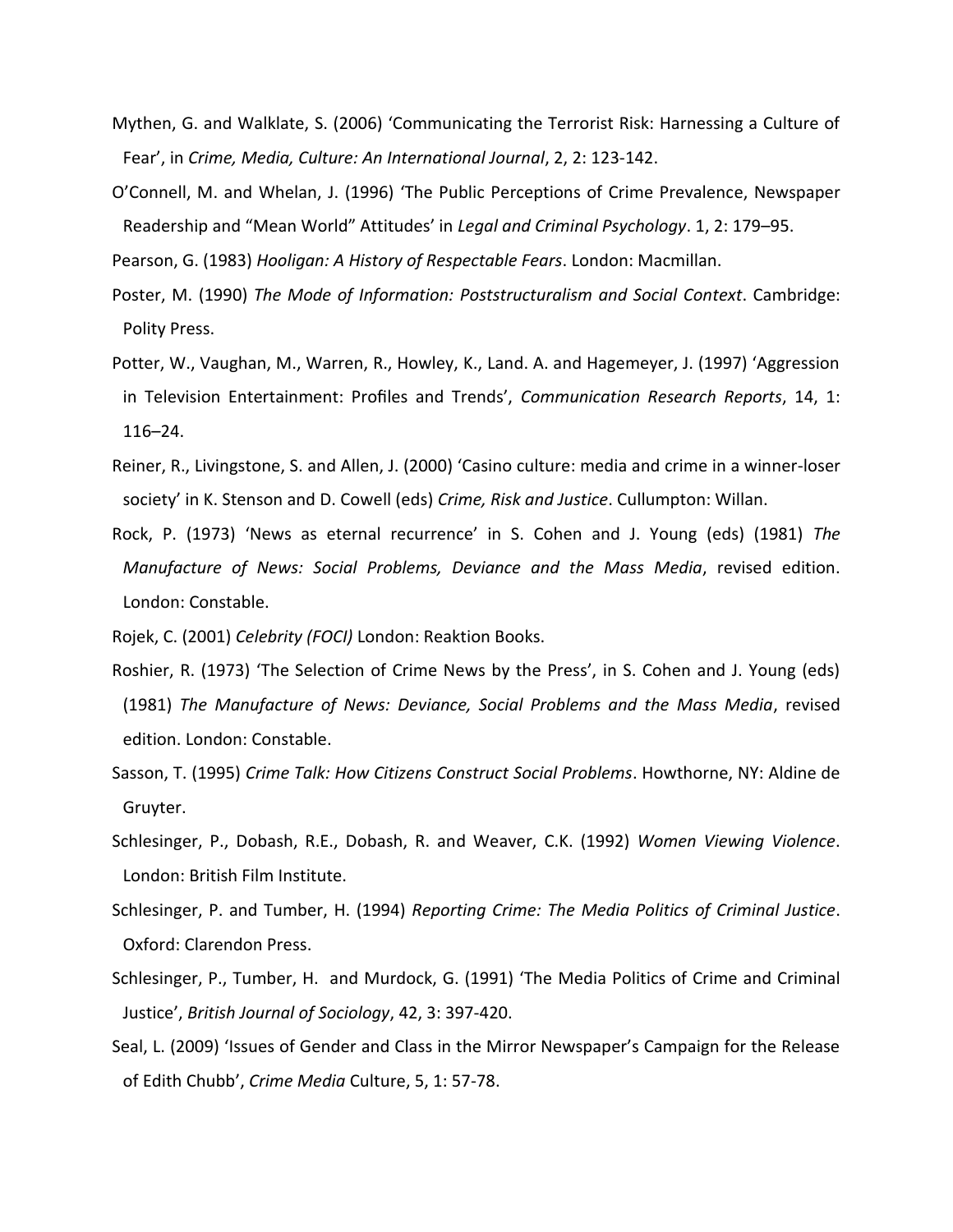Mythen, G. and Walklate, S. (2006) 'Communicating the Terrorist Risk: Harnessing a Culture of Fear', in *Crime, Media, Culture: An International Journal*, 2, 2: 123-142.

O'Connell, M. and Whelan, J. (1996) 'The Public Perceptions of Crime Prevalence, Newspaper Readership and "Mean World" Attitudes' in *Legal and Criminal Psychology*. 1, 2: 179–95.

Pearson, G. (1983) *Hooligan: A History of Respectable Fears*. London: Macmillan.

Poster, M. (1990) *The Mode of Information: Poststructuralism and Social Context*. Cambridge: Polity Press.

Potter, W., Vaughan, M., Warren, R., Howley, K., Land. A. and Hagemeyer, J. (1997) 'Aggression in Television Entertainment: Profiles and Trends', *Communication Research Reports*, 14, 1: 116–24.

Reiner, R., Livingstone, S. and Allen, J. (2000) 'Casino culture: media and crime in a winner-loser society' in K. Stenson and D. Cowell (eds) *Crime, Risk and Justice*. Cullumpton: Willan.

Rock, P. (1973) 'News as eternal recurrence' in S. Cohen and J. Young (eds) (1981) *The Manufacture of News: Social Problems, Deviance and the Mass Media*, revised edition. London: Constable.

Rojek, C. (2001) *Celebrity (FOCI)* London: Reaktion Books.

Roshier, R. (1973) 'The Selection of Crime News by the Press', in S. Cohen and J. Young (eds) (1981) *The Manufacture of News: Deviance, Social Problems and the Mass Media*, revised edition. London: Constable.

Sasson, T. (1995) *Crime Talk: How Citizens Construct Social Problems*. Howthorne, NY: Aldine de Gruyter.

Schlesinger, P., Dobash, R.E., Dobash, R. and Weaver, C.K. (1992) *Women Viewing Violence*. London: British Film Institute.

Schlesinger, P. and Tumber, H. (1994) *Reporting Crime: The Media Politics of Criminal Justice*. Oxford: Clarendon Press.

Schlesinger, P., Tumber, H. and Murdock, G. (1991) 'The Media Politics of Crime and Criminal Justice', *British Journal of Sociology*, 42, 3: 397-420.

Seal, L. (2009) 'Issues of Gender and Class in the Mirror Newspaper's Campaign for the Release of Edith Chubb', *Crime Media* Culture, 5, 1: 57-78.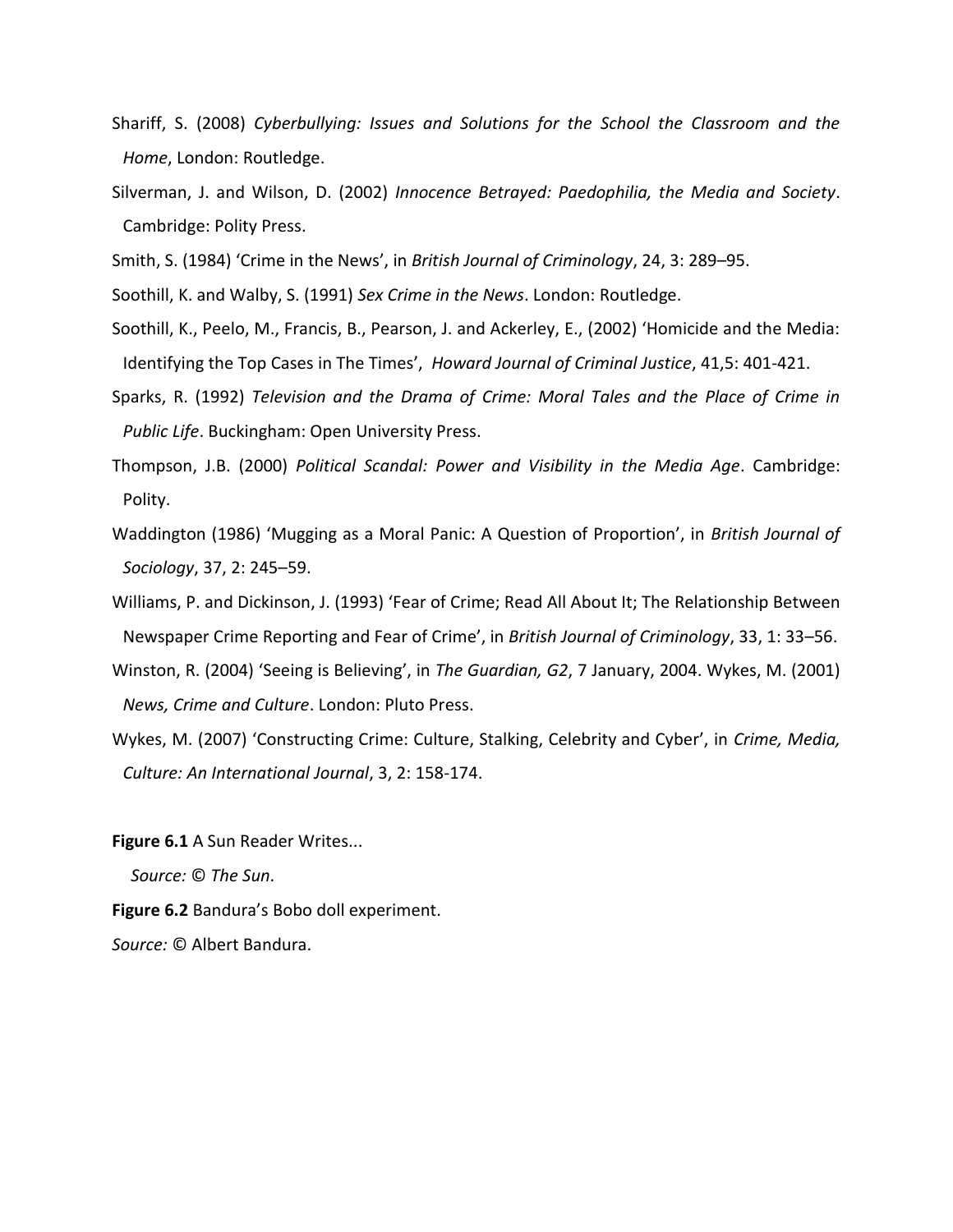Shariff, S. (2008) *Cyberbullying: Issues and Solutions for the School the Classroom and the Home*, London: Routledge.

Silverman, J. and Wilson, D. (2002) *Innocence Betrayed: Paedophilia, the Media and Society*. Cambridge: Polity Press.

Smith, S. (1984) 'Crime in the News', in *British Journal of Criminology*, 24, 3: 289–95.

Soothill, K. and Walby, S. (1991) *Sex Crime in the News*. London: Routledge.

Soothill, K., Peelo, M., Francis, B., Pearson, J. and Ackerley, E., (2002) 'Homicide and the Media: Identifying the Top Cases in The Times', *Howard Journal of Criminal Justice*, 41,5: 401-421.

Sparks, R. (1992) *Television and the Drama of Crime: Moral Tales and the Place of Crime in Public Life*. Buckingham: Open University Press.

Thompson, J.B. (2000) *Political Scandal: Power and Visibility in the Media Age*. Cambridge: Polity.

Waddington (1986) 'Mugging as a Moral Panic: A Question of Proportion', in *British Journal of Sociology*, 37, 2: 245–59.

Williams, P. and Dickinson, J. (1993) 'Fear of Crime; Read All About It; The Relationship Between Newspaper Crime Reporting and Fear of Crime', in *British Journal of Criminology*, 33, 1: 33–56.

Winston, R. (2004) 'Seeing is Believing', in *The Guardian, G2*, 7 January, 2004. Wykes, M. (2001) *News, Crime and Culture*. London: Pluto Press.

Wykes, M. (2007) 'Constructing Crime: Culture, Stalking, Celebrity and Cyber', in *Crime, Media, Culture: An International Journal*, 3, 2: 158-174.

**Figure 6.1** A Sun Reader Writes...

*Source:* © *The Sun*.

**Figure 6.2** Bandura's Bobo doll experiment.

*Source:* © Albert Bandura.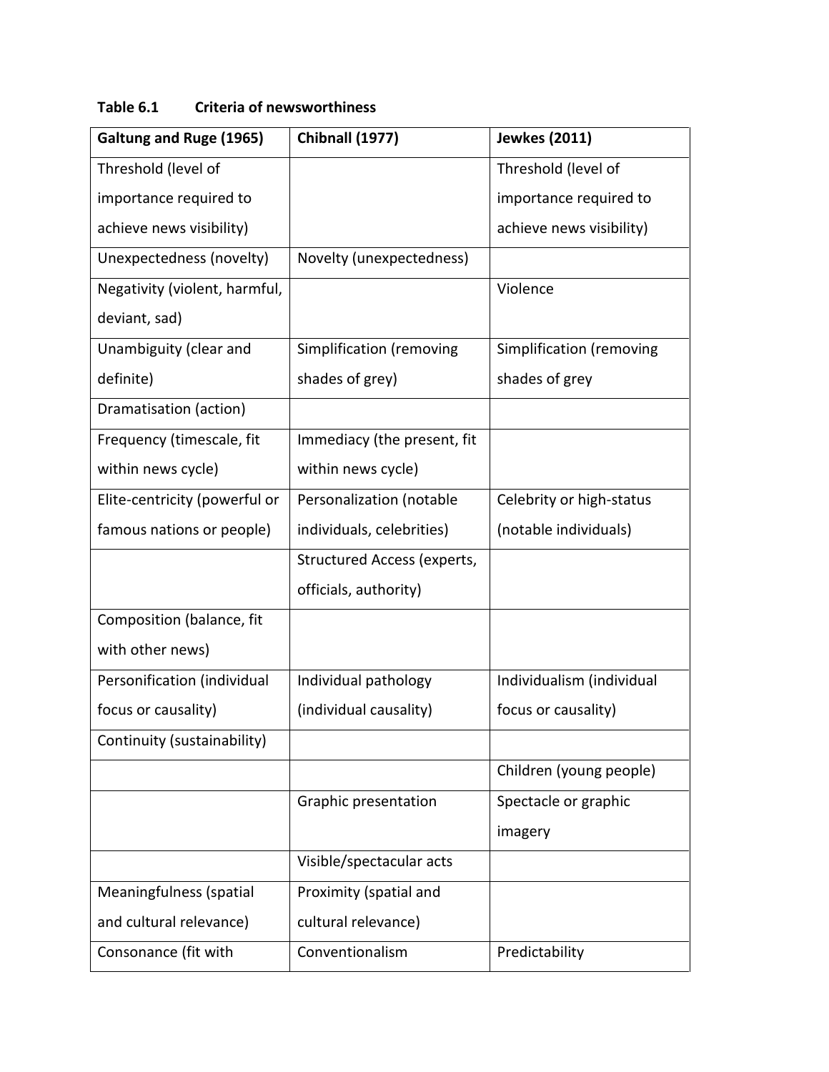**Table 6.1 Criteria of newsworthiness**

| Galtung and Ruge (1965) | Chibnall (1977) | Jewkes (2011) |
|---|---|---|
| Threshold (level of importance required to achieve news visibility) | | Threshold (level of importance required to achieve news visibility) |
| Unexpectedness (novelty) | Novelty (unexpectedness) | |
| Negativity (violent, harmful, deviant, sad) | | Violence |
| Unambiguity (clear and definite) | Simplification (removing shades of grey) | Simplification (removing shades of grey |
| Dramatisation (action) | | |
| Frequency (timescale, fit within news cycle) | Immediacy (the present, fit within news cycle) | |
| Elite-centricity (powerful or famous nations or people) | Personalization (notable individuals, celebrities) | Celebrity or high-status (notable individuals) |
| | Structured Access (experts, officials, authority) | |
| Composition (balance, fit with other news) | | |
| Personification (individual focus or causality) | Individual pathology (individual causality) | Individualism (individual focus or causality) |
| Continuity (sustainability) | | |
| | | Children (young people) |
| | Graphic presentation | Spectacle or graphic imagery |
| | Visible/spectacular acts | |
| Meaningfulness (spatial and cultural relevance) | Proximity (spatial and cultural relevance) | |
| Consonance (fit with | Conventionalism | Predictability |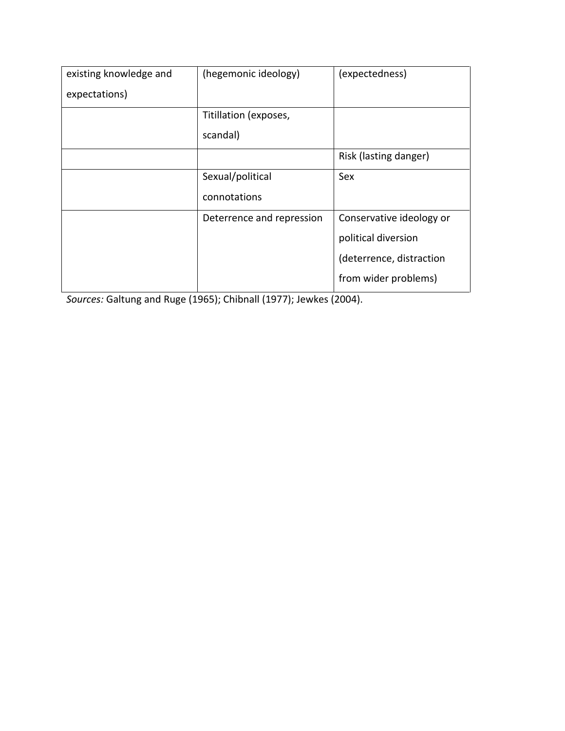| | | |
|---|---|---|
| existing knowledge and expectations) | (hegemonic ideology) | (expectedness) |
| | Titillation (exposes, scandal) | |
| | | Risk (lasting danger) |
| | Sexual/political connotations | Sex |
| | Deterrence and repression | Conservative ideology or political diversion (deterrence, distraction from wider problems) |

*Sources:* Galtung and Ruge (1965); Chibnall (1977); Jewkes (2004).